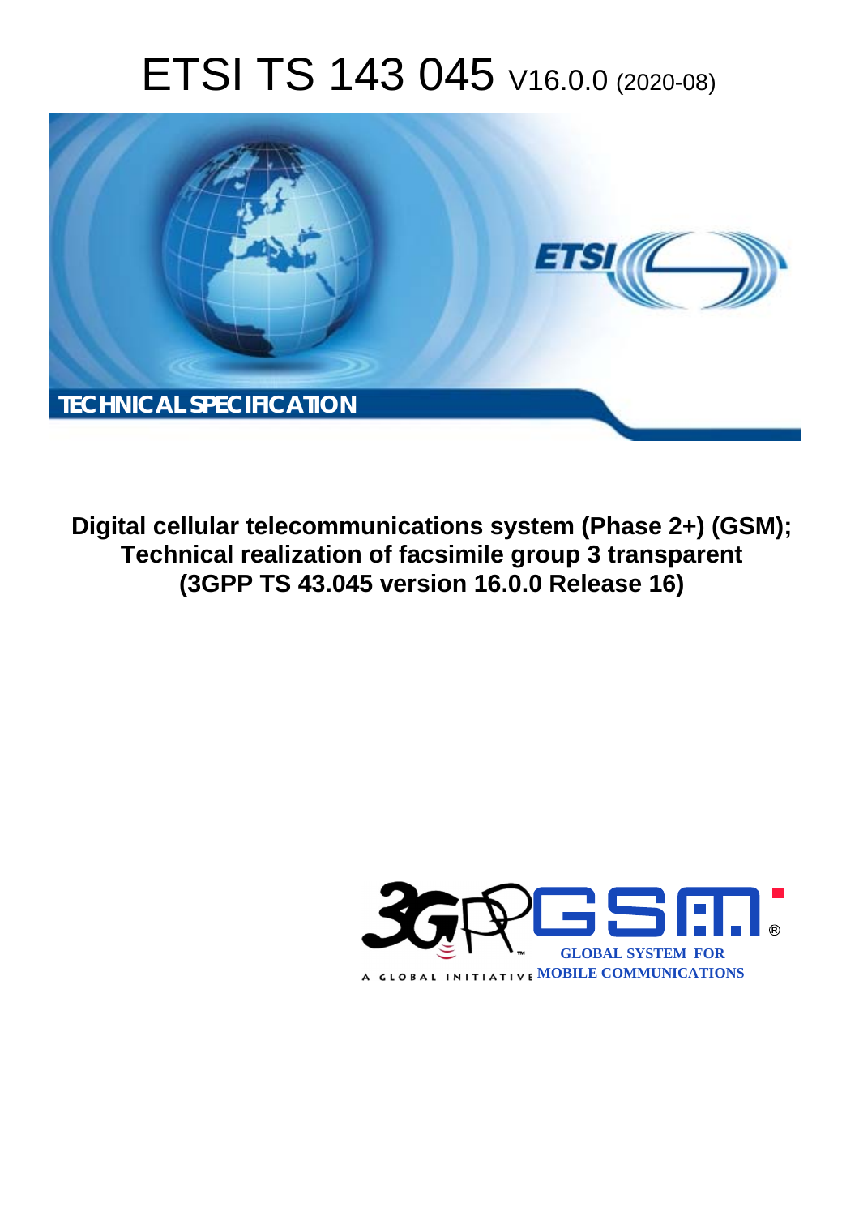# ETSI TS 143 045 V16.0.0 (2020-08)

TECHNICAL SPECIFICATION

**Digital cellular telecommunications system (Phase 2+) (GSM); Technical realization of facsimile group 3 transparent (3GPP TS 43.045 version 16.0.0 Release 16)**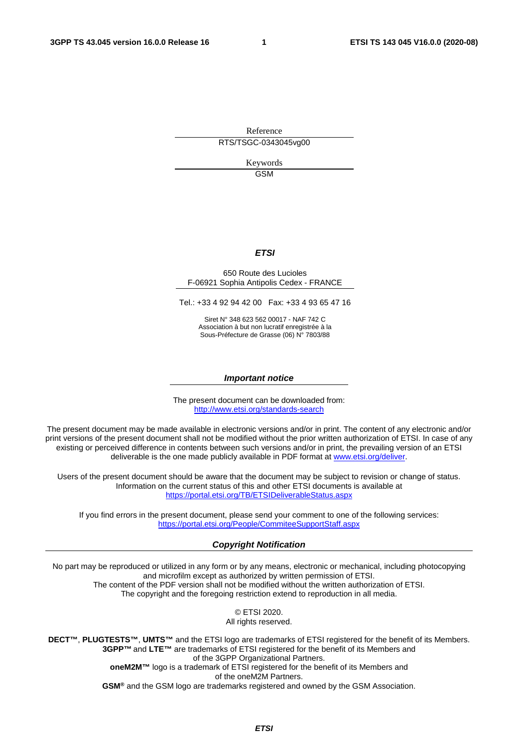Reference

RTS/TSGC-0343045vg00

Keywords

GSM

***ETSI***

650 Route des Lucioles
F-06921 Sophia Antipolis Cedex - FRANCE

Tel.: +33 4 92 94 42 00   Fax: +33 4 93 65 47 16

Siret N° 348 623 562 00017 - NAF 742 C
Association à but non lucratif enregistrée à la
Sous-Préfecture de Grasse (06) N° 7803/88

***Important notice***

The present document can be downloaded from:
http://www.etsi.org/standards-search

The present document may be made available in electronic versions and/or in print. The content of any electronic and/or print versions of the present document shall not be modified without the prior written authorization of ETSI. In case of any existing or perceived difference in contents between such versions and/or in print, the prevailing version of an ETSI deliverable is the one made publicly available in PDF format at www.etsi.org/deliver.

Users of the present document should be aware that the document may be subject to revision or change of status. Information on the current status of this and other ETSI documents is available at https://portal.etsi.org/TB/ETSIDeliverableStatus.aspx

If you find errors in the present document, please send your comment to one of the following services:
https://portal.etsi.org/People/CommiteeSupportStaff.aspx

***Copyright Notification***

No part may be reproduced or utilized in any form or by any means, electronic or mechanical, including photocopying and microfilm except as authorized by written permission of ETSI.
The content of the PDF version shall not be modified without the written authorization of ETSI.
The copyright and the foregoing restriction extend to reproduction in all media.

© ETSI 2020.
All rights reserved.

**DECT™**, **PLUGTESTS™**, **UMTS™** and the ETSI logo are trademarks of ETSI registered for the benefit of its Members.
**3GPP™** and **LTE™** are trademarks of ETSI registered for the benefit of its Members and of the 3GPP Organizational Partners.
**oneM2M™** logo is a trademark of ETSI registered for the benefit of its Members and of the oneM2M Partners.
**GSM®** and the GSM logo are trademarks registered and owned by the GSM Association.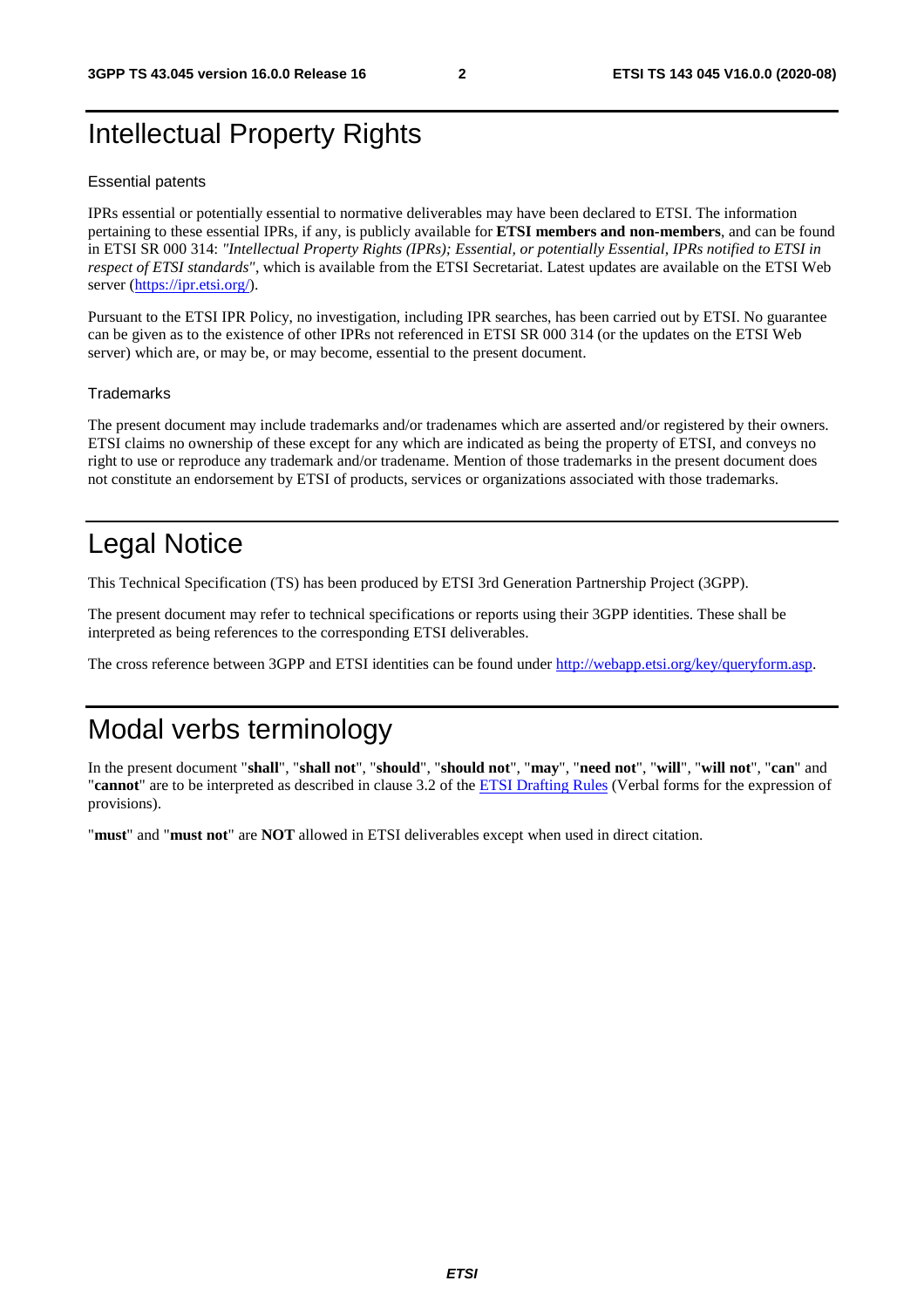# Intellectual Property Rights

## Essential patents

IPRs essential or potentially essential to normative deliverables may have been declared to ETSI. The information pertaining to these essential IPRs, if any, is publicly available for **ETSI members and non-members**, and can be found in ETSI SR 000 314: *"Intellectual Property Rights (IPRs); Essential, or potentially Essential, IPRs notified to ETSI in respect of ETSI standards"*, which is available from the ETSI Secretariat. Latest updates are available on the ETSI Web server (https://ipr.etsi.org/).

Pursuant to the ETSI IPR Policy, no investigation, including IPR searches, has been carried out by ETSI. No guarantee can be given as to the existence of other IPRs not referenced in ETSI SR 000 314 (or the updates on the ETSI Web server) which are, or may be, or may become, essential to the present document.

## Trademarks

The present document may include trademarks and/or tradenames which are asserted and/or registered by their owners. ETSI claims no ownership of these except for any which are indicated as being the property of ETSI, and conveys no right to use or reproduce any trademark and/or tradename. Mention of those trademarks in the present document does not constitute an endorsement by ETSI of products, services or organizations associated with those trademarks.

# Legal Notice

This Technical Specification (TS) has been produced by ETSI 3rd Generation Partnership Project (3GPP).

The present document may refer to technical specifications or reports using their 3GPP identities. These shall be interpreted as being references to the corresponding ETSI deliverables.

The cross reference between 3GPP and ETSI identities can be found under http://webapp.etsi.org/key/queryform.asp.

# Modal verbs terminology

In the present document "**shall**", "**shall not**", "**should**", "**should not**", "**may**", "**need not**", "**will**", "**will not**", "**can**" and "**cannot**" are to be interpreted as described in clause 3.2 of the ETSI Drafting Rules (Verbal forms for the expression of provisions).

"**must**" and "**must not**" are **NOT** allowed in ETSI deliverables except when used in direct citation.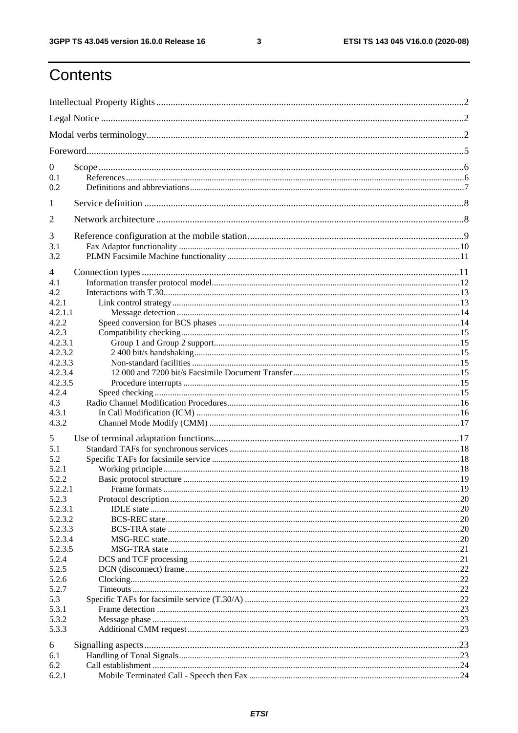# Contents

Intellectual Property Rights ..... 2
Legal Notice ..... 2
Modal verbs terminology ..... 2
Foreword ..... 5
0 Scope ..... 6
0.1 References ..... 6
0.2 Definitions and abbreviations ..... 7
1 Service definition ..... 8
2 Network architecture ..... 8
3 Reference configuration at the mobile station ..... 9
3.1 Fax Adaptor functionality ..... 10
3.2 PLMN Facsimile Machine functionality ..... 11
4 Connection types ..... 11
4.1 Information transfer protocol model ..... 12
4.2 Interactions with T.30 ..... 13
4.2.1 Link control strategy ..... 13
4.2.1.1 Message detection ..... 14
4.2.2 Speed conversion for BCS phases ..... 14
4.2.3 Compatibility checking ..... 15
4.2.3.1 Group 1 and Group 2 support ..... 15
4.2.3.2 2 400 bit/s handshaking ..... 15
4.2.3.3 Non-standard facilities ..... 15
4.2.3.4 12 000 and 7200 bit/s Facsimile Document Transfer ..... 15
4.2.3.5 Procedure interrupts ..... 15
4.2.4 Speed checking ..... 15
4.3 Radio Channel Modification Procedures ..... 16
4.3.1 In Call Modification (ICM) ..... 16
4.3.2 Channel Mode Modify (CMM) ..... 17
5 Use of terminal adaptation functions ..... 17
5.1 Standard TAFs for synchronous services ..... 18
5.2 Specific TAFs for facsimile service ..... 18
5.2.1 Working principle ..... 18
5.2.2 Basic protocol structure ..... 19
5.2.2.1 Frame formats ..... 19
5.2.3 Protocol description ..... 20
5.2.3.1 IDLE state ..... 20
5.2.3.2 BCS-REC state ..... 20
5.2.3.3 BCS-TRA state ..... 20
5.2.3.4 MSG-REC state ..... 20
5.2.3.5 MSG-TRA state ..... 21
5.2.4 DCS and TCF processing ..... 21
5.2.5 DCN (disconnect) frame ..... 22
5.2.6 Clocking ..... 22
5.2.7 Timeouts ..... 22
5.3 Specific TAFs for facsimile service (T.30/A) ..... 22
5.3.1 Frame detection ..... 23
5.3.2 Message phase ..... 23
5.3.3 Additional CMM request ..... 23
6 Signalling aspects ..... 23
6.1 Handling of Tonal Signals ..... 23
6.2 Call establishment ..... 24
6.2.1 Mobile Terminated Call - Speech then Fax ..... 24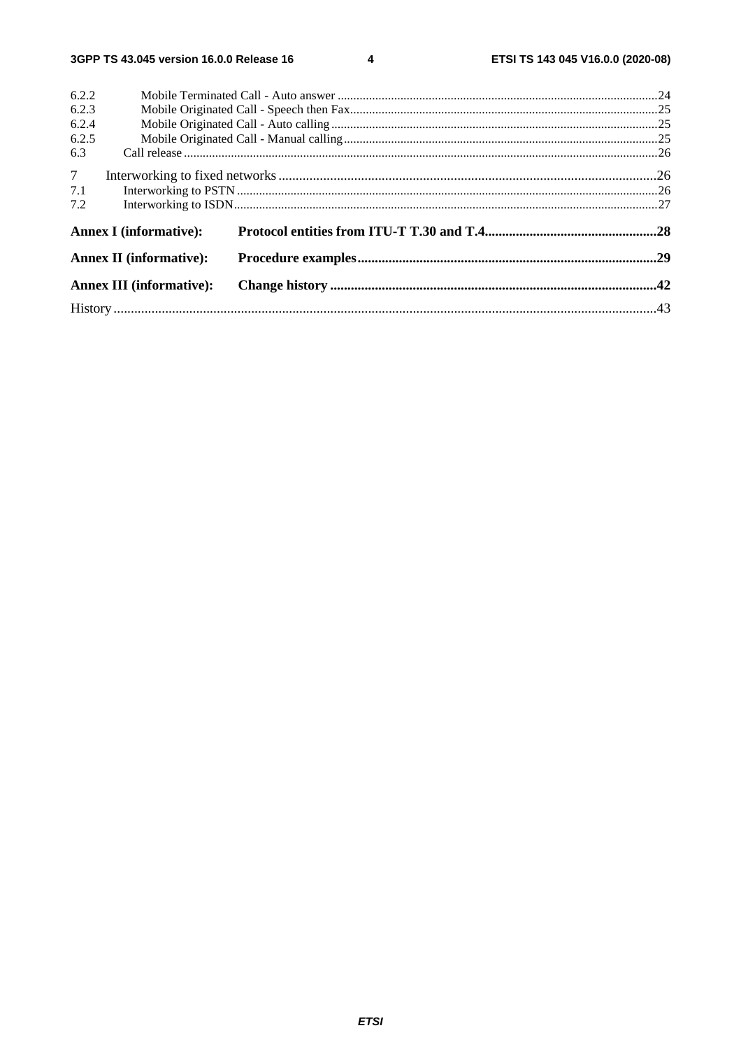6.2.2 Mobile Terminated Call - Auto answer .....24
6.2.3 Mobile Originated Call - Speech then Fax.....25
6.2.4 Mobile Originated Call - Auto calling.....25
6.2.5 Mobile Originated Call - Manual calling.....25
6.3 Call release.....26

7 Interworking to fixed networks.....26
7.1 Interworking to PSTN.....26
7.2 Interworking to ISDN.....27

**Annex I (informative): Protocol entities from ITU-T T.30 and T.4.....28**

**Annex II (informative): Procedure examples.....29**

**Annex III (informative): Change history.....42**

History.....43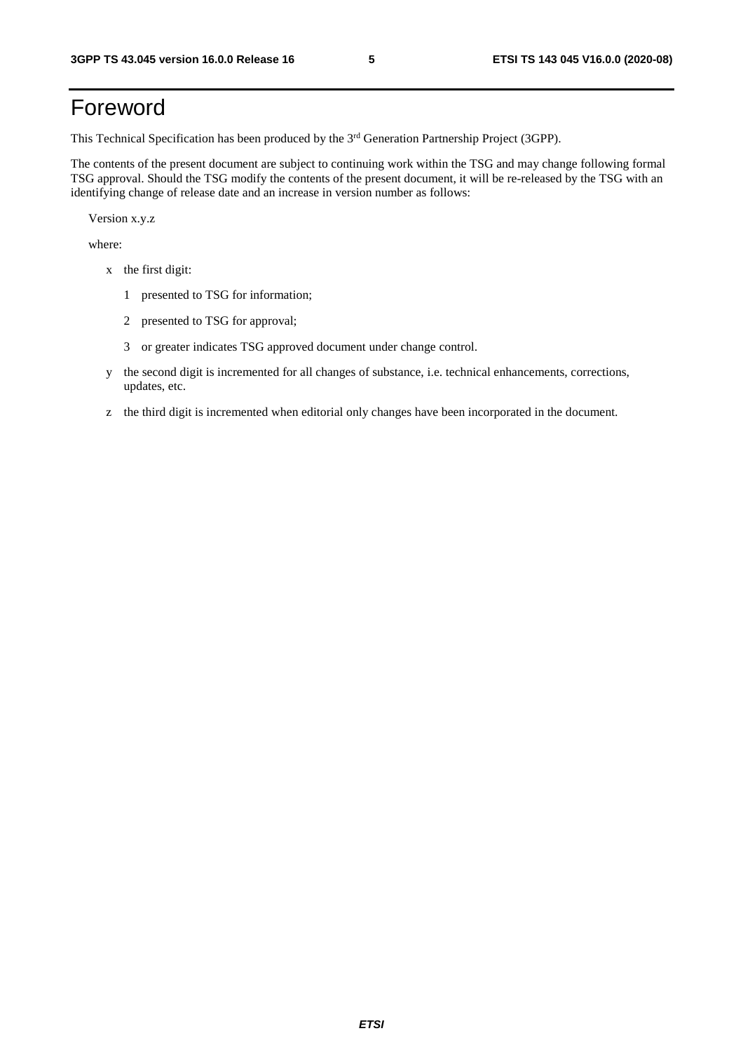# Foreword

This Technical Specification has been produced by the 3rd Generation Partnership Project (3GPP).

The contents of the present document are subject to continuing work within the TSG and may change following formal TSG approval. Should the TSG modify the contents of the present document, it will be re-released by the TSG with an identifying change of release date and an increase in version number as follows:

Version x.y.z

where:

- x the first digit:
  - 1 presented to TSG for information;
  - 2 presented to TSG for approval;
  - 3 or greater indicates TSG approved document under change control.
- y the second digit is incremented for all changes of substance, i.e. technical enhancements, corrections, updates, etc.
- z the third digit is incremented when editorial only changes have been incorporated in the document.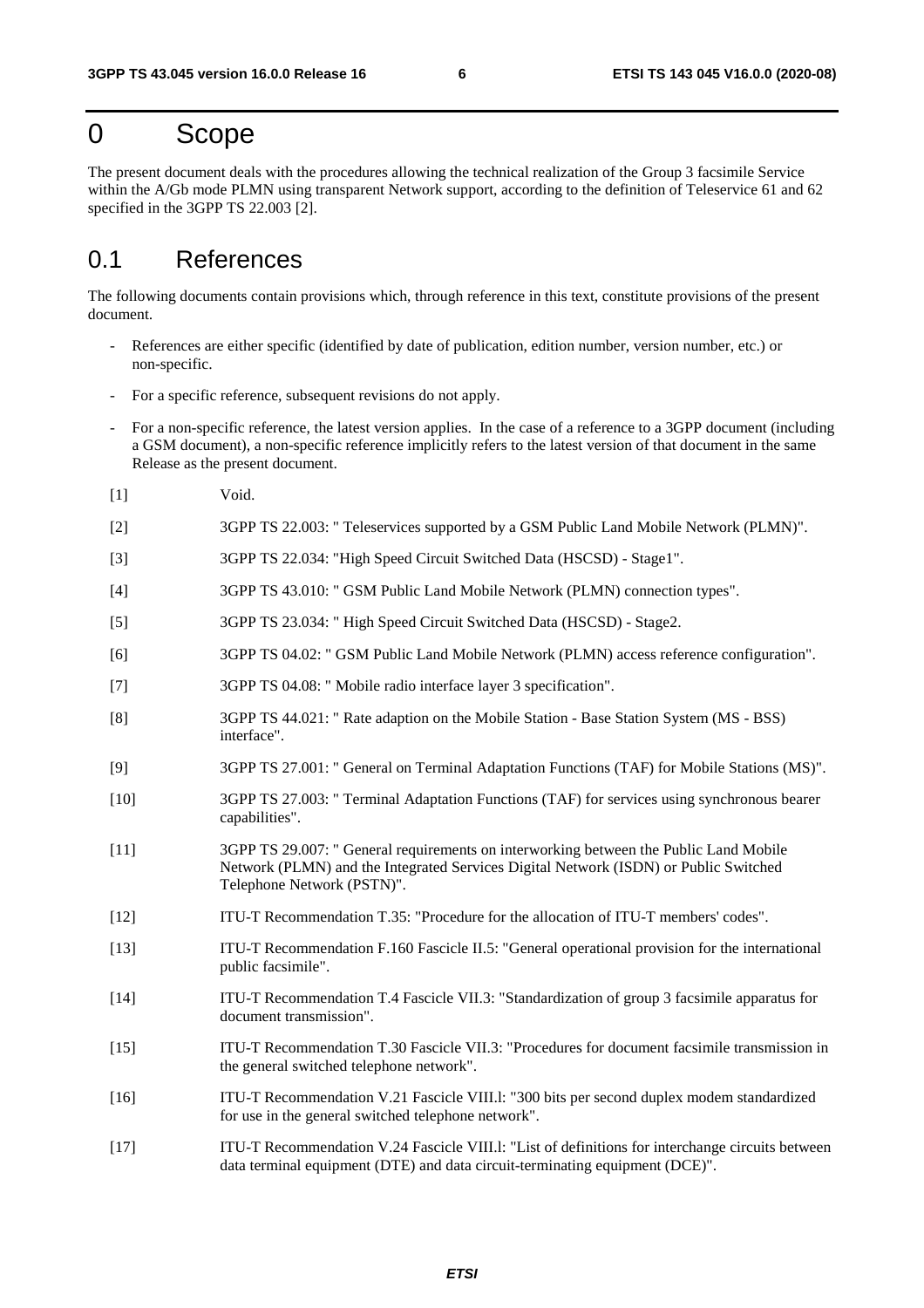# 0 Scope

The present document deals with the procedures allowing the technical realization of the Group 3 facsimile Service within the A/Gb mode PLMN using transparent Network support, according to the definition of Teleservice 61 and 62 specified in the 3GPP TS 22.003 [2].

## 0.1 References

The following documents contain provisions which, through reference in this text, constitute provisions of the present document.

- References are either specific (identified by date of publication, edition number, version number, etc.) or non-specific.
- For a specific reference, subsequent revisions do not apply.
- For a non-specific reference, the latest version applies. In the case of a reference to a 3GPP document (including a GSM document), a non-specific reference implicitly refers to the latest version of that document in the same Release as the present document.

[1] Void.

[2] 3GPP TS 22.003: " Teleservices supported by a GSM Public Land Mobile Network (PLMN)".

[3] 3GPP TS 22.034: "High Speed Circuit Switched Data (HSCSD) - Stage1".

[4] 3GPP TS 43.010: " GSM Public Land Mobile Network (PLMN) connection types".

[5] 3GPP TS 23.034: " High Speed Circuit Switched Data (HSCSD) - Stage2.

[6] 3GPP TS 04.02: " GSM Public Land Mobile Network (PLMN) access reference configuration".

[7] 3GPP TS 04.08: " Mobile radio interface layer 3 specification".

[8] 3GPP TS 44.021: " Rate adaption on the Mobile Station - Base Station System (MS - BSS) interface".

[9] 3GPP TS 27.001: " General on Terminal Adaptation Functions (TAF) for Mobile Stations (MS)".

[10] 3GPP TS 27.003: " Terminal Adaptation Functions (TAF) for services using synchronous bearer capabilities".

[11] 3GPP TS 29.007: " General requirements on interworking between the Public Land Mobile Network (PLMN) and the Integrated Services Digital Network (ISDN) or Public Switched Telephone Network (PSTN)".

[12] ITU-T Recommendation T.35: "Procedure for the allocation of ITU-T members' codes".

[13] ITU-T Recommendation F.160 Fascicle II.5: "General operational provision for the international public facsimile".

[14] ITU-T Recommendation T.4 Fascicle VII.3: "Standardization of group 3 facsimile apparatus for document transmission".

[15] ITU-T Recommendation T.30 Fascicle VII.3: "Procedures for document facsimile transmission in the general switched telephone network".

[16] ITU-T Recommendation V.21 Fascicle VIII.l: "300 bits per second duplex modem standardized for use in the general switched telephone network".

[17] ITU-T Recommendation V.24 Fascicle VIII.l: "List of definitions for interchange circuits between data terminal equipment (DTE) and data circuit-terminating equipment (DCE)".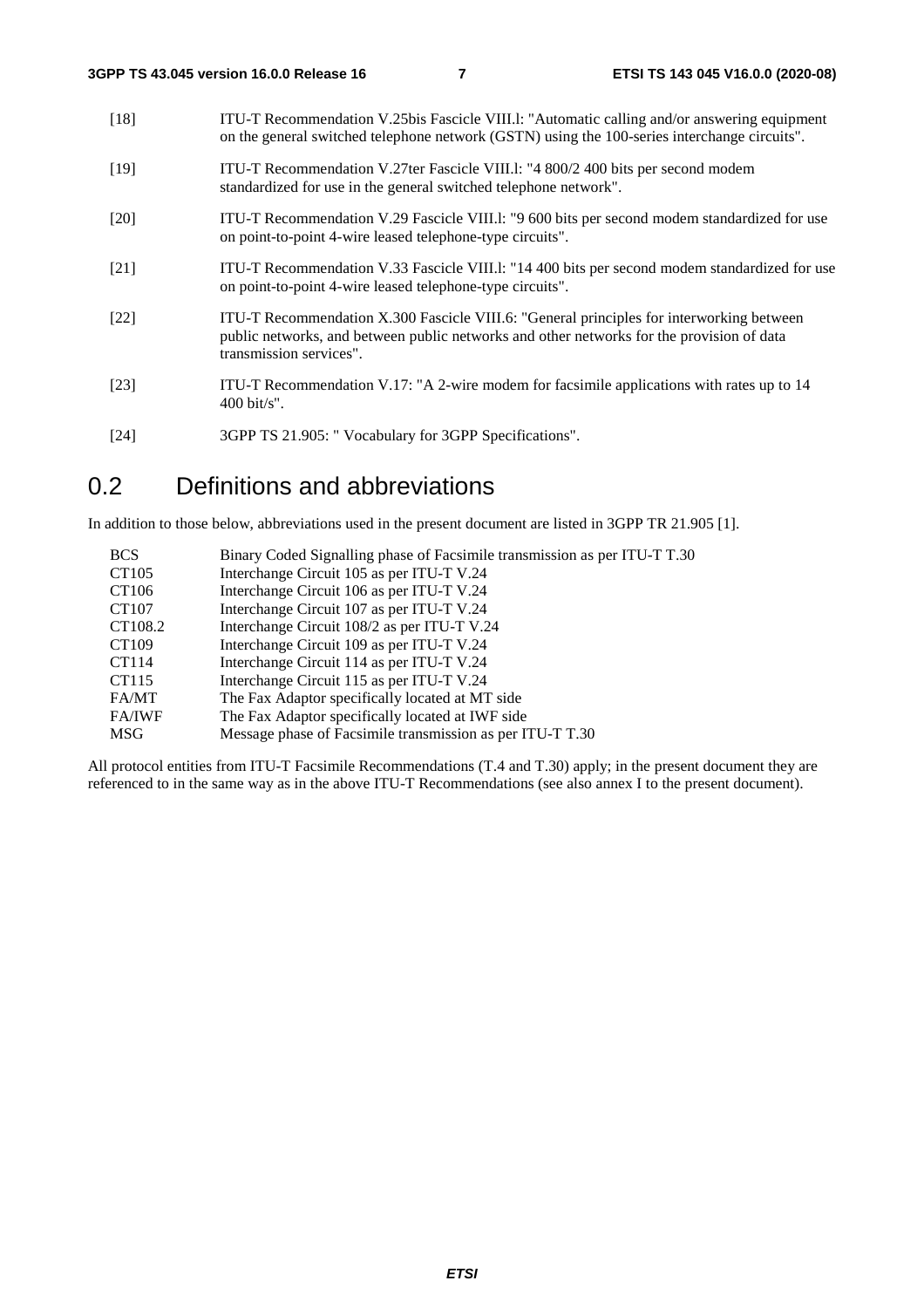[18] ITU-T Recommendation V.25bis Fascicle VIII.l: "Automatic calling and/or answering equipment on the general switched telephone network (GSTN) using the 100-series interchange circuits".

[19] ITU-T Recommendation V.27ter Fascicle VIII.l: "4 800/2 400 bits per second modem standardized for use in the general switched telephone network".

[20] ITU-T Recommendation V.29 Fascicle VIII.l: "9 600 bits per second modem standardized for use on point-to-point 4-wire leased telephone-type circuits".

[21] ITU-T Recommendation V.33 Fascicle VIII.l: "14 400 bits per second modem standardized for use on point-to-point 4-wire leased telephone-type circuits".

[22] ITU-T Recommendation X.300 Fascicle VIII.6: "General principles for interworking between public networks, and between public networks and other networks for the provision of data transmission services".

[23] ITU-T Recommendation V.17: "A 2-wire modem for facsimile applications with rates up to 14 400 bit/s".

[24] 3GPP TS 21.905: " Vocabulary for 3GPP Specifications".

## 0.2 Definitions and abbreviations

In addition to those below, abbreviations used in the present document are listed in 3GPP TR 21.905 [1].

| | |
|---|---|
| BCS | Binary Coded Signalling phase of Facsimile transmission as per ITU-T T.30 |
| CT105 | Interchange Circuit 105 as per ITU-T V.24 |
| CT106 | Interchange Circuit 106 as per ITU-T V.24 |
| CT107 | Interchange Circuit 107 as per ITU-T V.24 |
| CT108.2 | Interchange Circuit 108/2 as per ITU-T V.24 |
| CT109 | Interchange Circuit 109 as per ITU-T V.24 |
| CT114 | Interchange Circuit 114 as per ITU-T V.24 |
| CT115 | Interchange Circuit 115 as per ITU-T V.24 |
| FA/MT | The Fax Adaptor specifically located at MT side |
| FA/IWF | The Fax Adaptor specifically located at IWF side |
| MSG | Message phase of Facsimile transmission as per ITU-T T.30 |

All protocol entities from ITU-T Facsimile Recommendations (T.4 and T.30) apply; in the present document they are referenced to in the same way as in the above ITU-T Recommendations (see also annex I to the present document).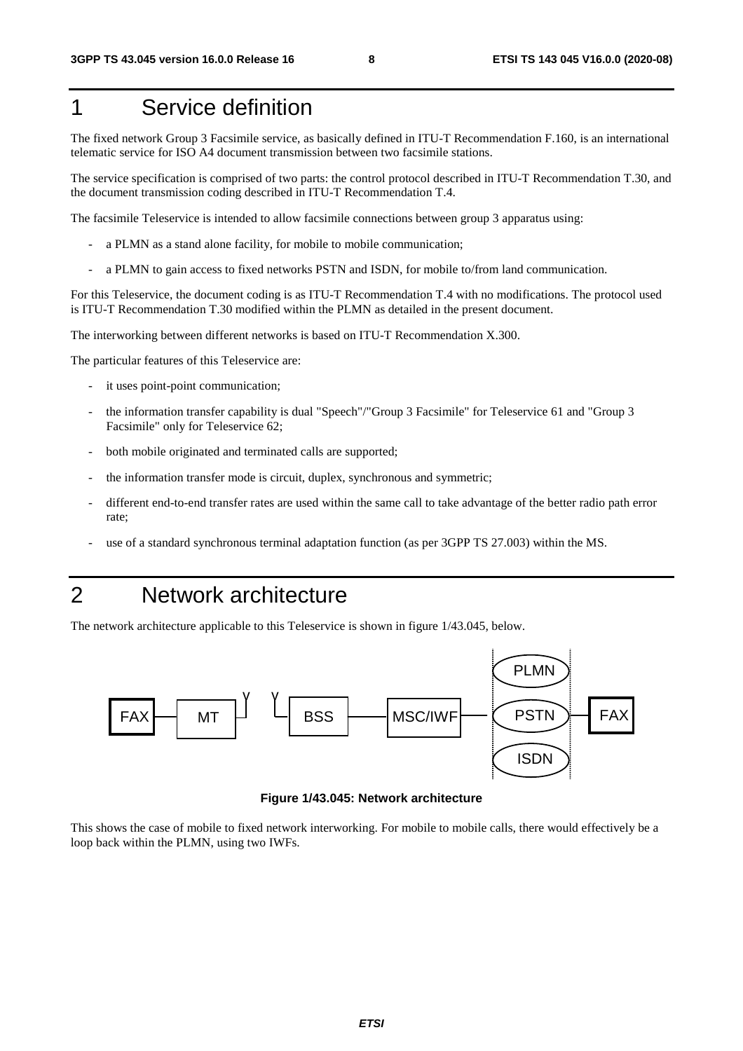# 1 Service definition

The fixed network Group 3 Facsimile service, as basically defined in ITU-T Recommendation F.160, is an international telematic service for ISO A4 document transmission between two facsimile stations.

The service specification is comprised of two parts: the control protocol described in ITU-T Recommendation T.30, and the document transmission coding described in ITU-T Recommendation T.4.

The facsimile Teleservice is intended to allow facsimile connections between group 3 apparatus using:

- a PLMN as a stand alone facility, for mobile to mobile communication;
- a PLMN to gain access to fixed networks PSTN and ISDN, for mobile to/from land communication.

For this Teleservice, the document coding is as ITU-T Recommendation T.4 with no modifications. The protocol used is ITU-T Recommendation T.30 modified within the PLMN as detailed in the present document.

The interworking between different networks is based on ITU-T Recommendation X.300.

The particular features of this Teleservice are:

- it uses point-point communication;
- the information transfer capability is dual "Speech"/"Group 3 Facsimile" for Teleservice 61 and "Group 3 Facsimile" only for Teleservice 62;
- both mobile originated and terminated calls are supported;
- the information transfer mode is circuit, duplex, synchronous and symmetric;
- different end-to-end transfer rates are used within the same call to take advantage of the better radio path error rate;
- use of a standard synchronous terminal adaptation function (as per 3GPP TS 27.003) within the MS.

# 2 Network architecture

The network architecture applicable to this Teleservice is shown in figure 1/43.045, below.

FAX — MT — BSS — MSC/IWF — PLMN / PSTN / ISDN — FAX

**Figure 1/43.045: Network architecture**

This shows the case of mobile to fixed network interworking. For mobile to mobile calls, there would effectively be a loop back within the PLMN, using two IWFs.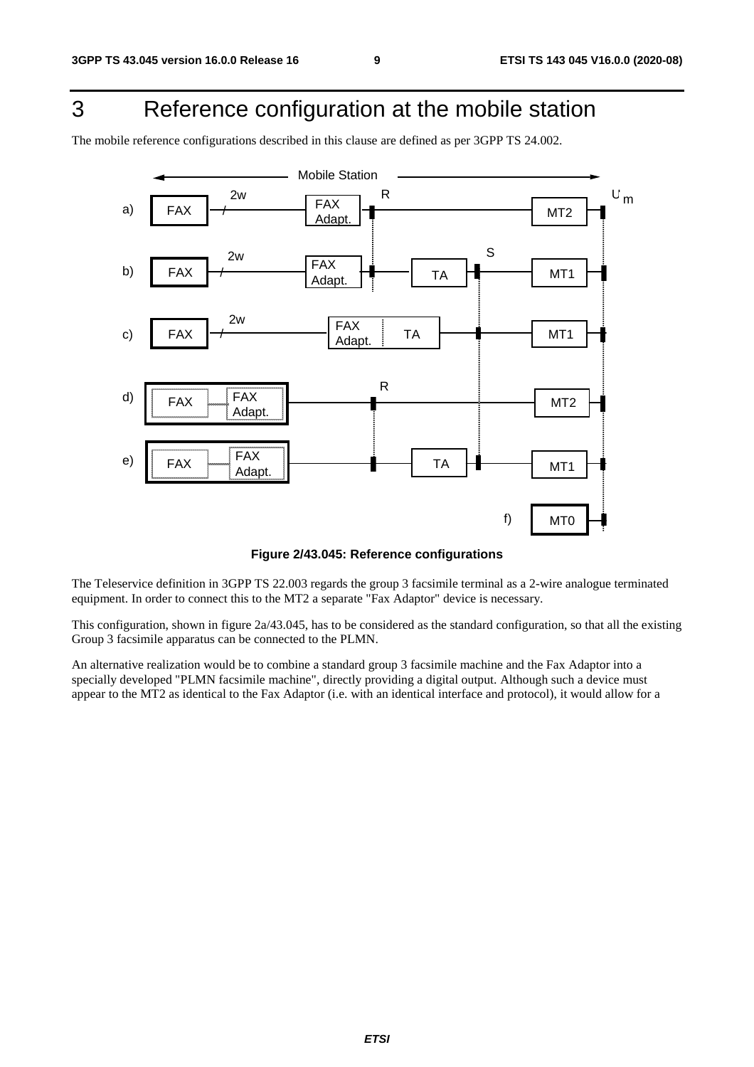# 3 Reference configuration at the mobile station

The mobile reference configurations described in this clause are defined as per 3GPP TS 24.002.

**Figure 2/43.045: Reference configurations**

The Teleservice definition in 3GPP TS 22.003 regards the group 3 facsimile terminal as a 2-wire analogue terminated equipment. In order to connect this to the MT2 a separate "Fax Adaptor" device is necessary.

This configuration, shown in figure 2a/43.045, has to be considered as the standard configuration, so that all the existing Group 3 facsimile apparatus can be connected to the PLMN.

An alternative realization would be to combine a standard group 3 facsimile machine and the Fax Adaptor into a specially developed "PLMN facsimile machine", directly providing a digital output. Although such a device must appear to the MT2 as identical to the Fax Adaptor (i.e. with an identical interface and protocol), it would allow for a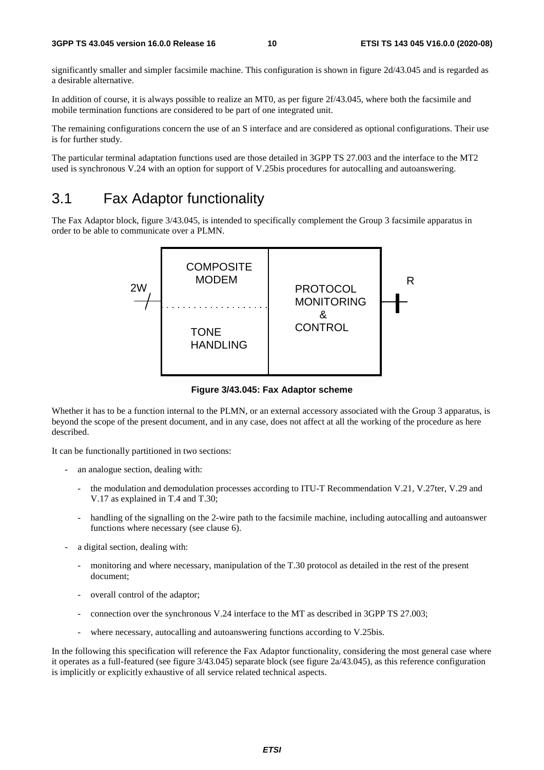significantly smaller and simpler facsimile machine. This configuration is shown in figure 2d/43.045 and is regarded as a desirable alternative.

In addition of course, it is always possible to realize an MT0, as per figure 2f/43.045, where both the facsimile and mobile termination functions are considered to be part of one integrated unit.

The remaining configurations concern the use of an S interface and are considered as optional configurations. Their use is for further study.

The particular terminal adaptation functions used are those detailed in 3GPP TS 27.003 and the interface to the MT2 used is synchronous V.24 with an option for support of V.25bis procedures for autocalling and autoanswering.

## 3.1 Fax Adaptor functionality

The Fax Adaptor block, figure 3/43.045, is intended to specifically complement the Group 3 facsimile apparatus in order to be able to communicate over a PLMN.

2W | COMPOSITE MODEM / TONE HANDLING | PROTOCOL MONITORING & CONTROL | R

**Figure 3/43.045: Fax Adaptor scheme**

Whether it has to be a function internal to the PLMN, or an external accessory associated with the Group 3 apparatus, is beyond the scope of the present document, and in any case, does not affect at all the working of the procedure as here described.

It can be functionally partitioned in two sections:

- an analogue section, dealing with:
  - the modulation and demodulation processes according to ITU-T Recommendation V.21, V.27ter, V.29 and V.17 as explained in T.4 and T.30;
  - handling of the signalling on the 2-wire path to the facsimile machine, including autocalling and autoanswer functions where necessary (see clause 6).
- a digital section, dealing with:
  - monitoring and where necessary, manipulation of the T.30 protocol as detailed in the rest of the present document;
  - overall control of the adaptor;
  - connection over the synchronous V.24 interface to the MT as described in 3GPP TS 27.003;
  - where necessary, autocalling and autoanswering functions according to V.25bis.

In the following this specification will reference the Fax Adaptor functionality, considering the most general case where it operates as a full-featured (see figure 3/43.045) separate block (see figure 2a/43.045), as this reference configuration is implicitly or explicitly exhaustive of all service related technical aspects.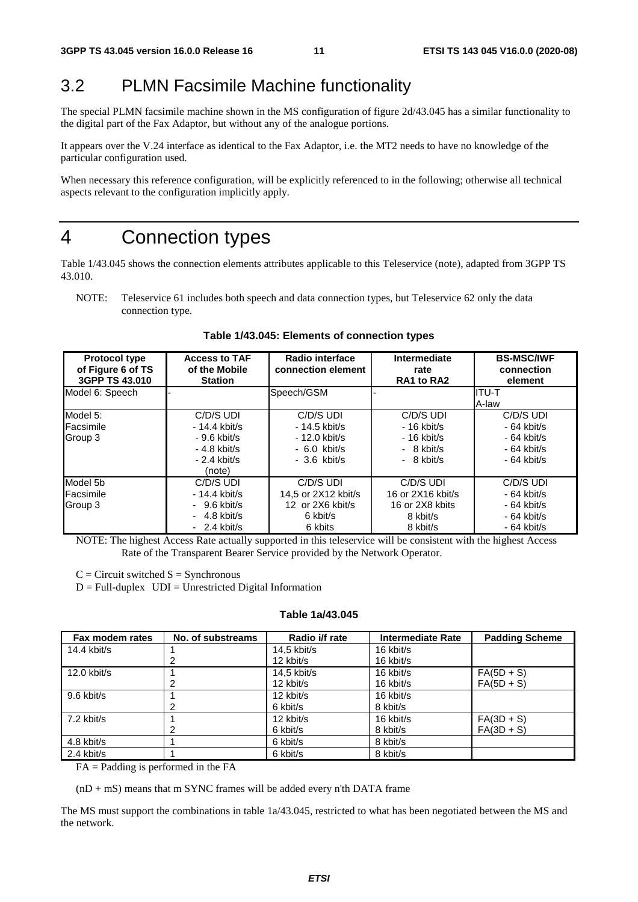## 3.2 PLMN Facsimile Machine functionality

The special PLMN facsimile machine shown in the MS configuration of figure 2d/43.045 has a similar functionality to the digital part of the Fax Adaptor, but without any of the analogue portions.

It appears over the V.24 interface as identical to the Fax Adaptor, i.e. the MT2 needs to have no knowledge of the particular configuration used.

When necessary this reference configuration, will be explicitly referenced to in the following; otherwise all technical aspects relevant to the configuration implicitly apply.

# 4 Connection types

Table 1/43.045 shows the connection elements attributes applicable to this Teleservice (note), adapted from 3GPP TS 43.010.

NOTE: Teleservice 61 includes both speech and data connection types, but Teleservice 62 only the data connection type.

**Table 1/43.045: Elements of connection types**

| Protocol type of Figure 6 of TS 3GPP TS 43.010 | Access to TAF of the Mobile Station | Radio interface connection element | Intermediate rate RA1 to RA2 | BS-MSC/IWF connection element |
|---|---|---|---|---|
| Model 6: Speech | - | Speech/GSM | - | ITU-T A-law |
| Model 5: Facsimile Group 3 | C/D/S UDI<br>- 14.4 kbit/s<br>- 9.6 kbit/s<br>- 4.8 kbit/s<br>- 2.4 kbit/s<br>(note) | C/D/S UDI<br>- 14.5 kbit/s<br>- 12.0 kbit/s<br>- 6.0 kbit/s<br>- 3.6 kbit/s | C/D/S UDI<br>- 16 kbit/s<br>- 16 kbit/s<br>- 8 kbit/s<br>- 8 kbit/s | C/D/S UDI<br>- 64 kbit/s<br>- 64 kbit/s<br>- 64 kbit/s<br>- 64 kbit/s |
| Model 5b Facsimile Group 3 | C/D/S UDI<br>- 14.4 kbit/s<br>- 9.6 kbit/s<br>- 4.8 kbit/s<br>- 2.4 kbit/s | C/D/S UDI<br>14,5 or 2X12 kbit/s<br>12 or 2X6 kbit/s<br>6 kbit/s<br>6 kbits | C/D/S UDI<br>16 or 2X16 kbit/s<br>16 or 2X8 kbits<br>8 kbit/s<br>8 kbit/s | C/D/S UDI<br>- 64 kbit/s<br>- 64 kbit/s<br>- 64 kbit/s<br>- 64 kbit/s |

NOTE: The highest Access Rate actually supported in this teleservice will be consistent with the highest Access Rate of the Transparent Bearer Service provided by the Network Operator.

C = Circuit switched S = Synchronous

D = Full-duplex UDI = Unrestricted Digital Information

**Table 1a/43.045**

| Fax modem rates | No. of substreams | Radio i/f rate | Intermediate Rate | Padding Scheme |
|---|---|---|---|---|
| 14.4 kbit/s | 1<br>2 | 14,5 kbit/s<br>12 kbit/s | 16 kbit/s<br>16 kbit/s | |
| 12.0 kbit/s | 1<br>2 | 14,5 kbit/s<br>12 kbit/s | 16 kbit/s<br>16 kbit/s | FA(5D + S)<br>FA(5D + S) |
| 9.6 kbit/s | 1<br>2 | 12 kbit/s<br>6 kbit/s | 16 kbit/s<br>8 kbit/s | |
| 7.2 kbit/s | 1<br>2 | 12 kbit/s<br>6 kbit/s | 16 kbit/s<br>8 kbit/s | FA(3D + S)<br>FA(3D + S) |
| 4.8 kbit/s | 1 | 6 kbit/s | 8 kbit/s | |
| 2.4 kbit/s | 1 | 6 kbit/s | 8 kbit/s | |

FA = Padding is performed in the FA

(nD + mS) means that m SYNC frames will be added every n'th DATA frame

The MS must support the combinations in table 1a/43.045, restricted to what has been negotiated between the MS and the network.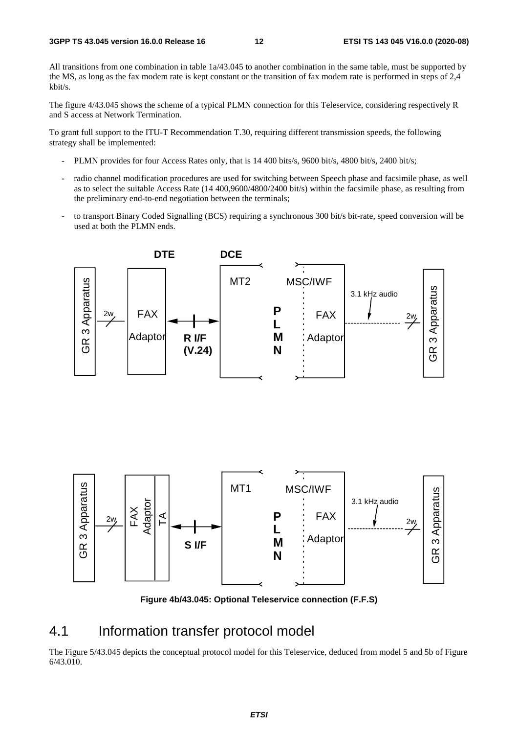All transitions from one combination in table 1a/43.045 to another combination in the same table, must be supported by the MS, as long as the fax modem rate is kept constant or the transition of fax modem rate is performed in steps of 2,4 kbit/s.

The figure 4/43.045 shows the scheme of a typical PLMN connection for this Teleservice, considering respectively R and S access at Network Termination.

To grant full support to the ITU-T Recommendation T.30, requiring different transmission speeds, the following strategy shall be implemented:

- PLMN provides for four Access Rates only, that is 14 400 bits/s, 9600 bit/s, 4800 bit/s, 2400 bit/s;
- radio channel modification procedures are used for switching between Speech phase and facsimile phase, as well as to select the suitable Access Rate (14 400,9600/4800/2400 bit/s) within the facsimile phase, as resulting from the preliminary end-to-end negotiation between the terminals;
- to transport Binary Coded Signalling (BCS) requiring a synchronous 300 bit/s bit-rate, speed conversion will be used at both the PLMN ends.

DTE DCE

GR 3 Apparatus | 2w | FAX Adaptor | R I/F (V.24) | MT2 | PLMN | MSC/IWF FAX Adaptor | 3.1 kHz audio | 2w | GR 3 Apparatus

GR 3 Apparatus | 2w | FAX Adaptor TA | S I/F | MT1 | PLMN | MSC/IWF FAX Adaptor | 3.1 kHz audio | 2w | GR 3 Apparatus

**Figure 4b/43.045: Optional Teleservice connection (F.F.S)**

## 4.1 Information transfer protocol model

The Figure 5/43.045 depicts the conceptual protocol model for this Teleservice, deduced from model 5 and 5b of Figure 6/43.010.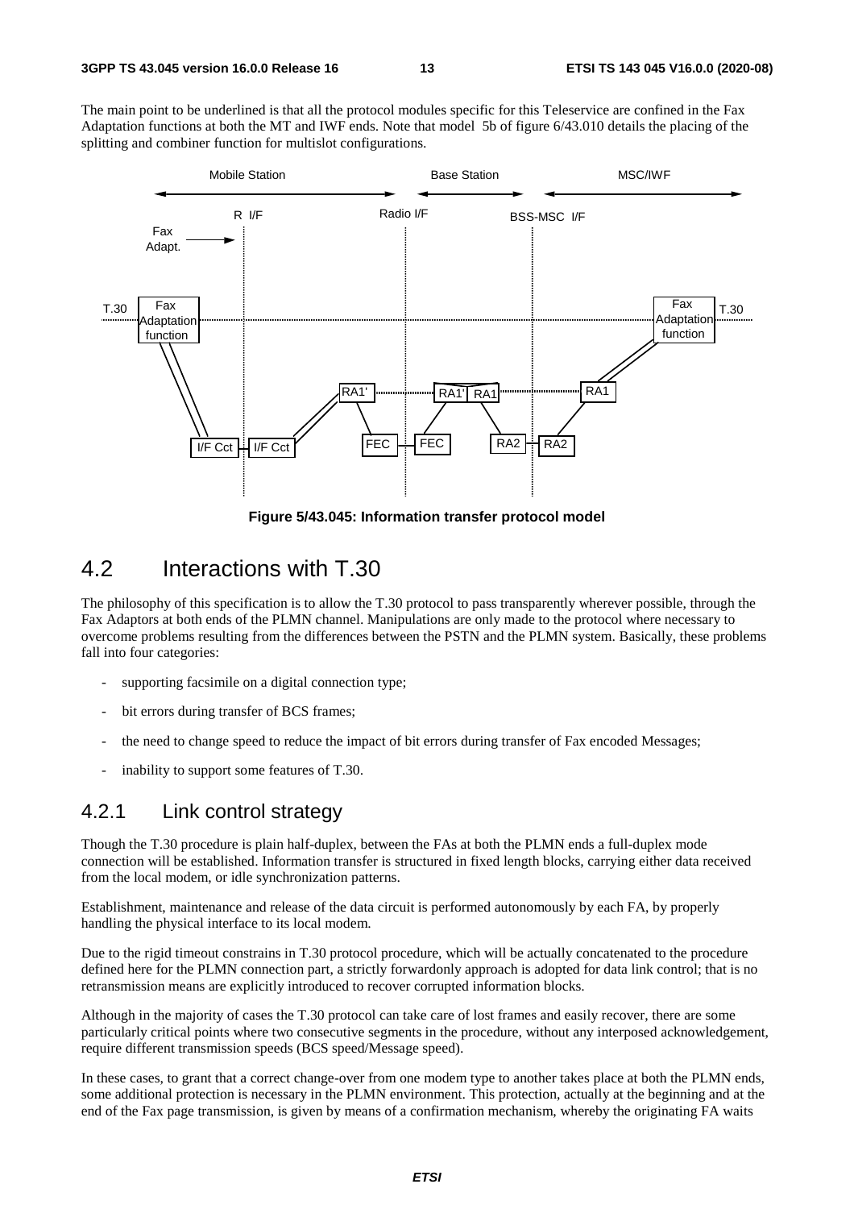The main point to be underlined is that all the protocol modules specific for this Teleservice are confined in the Fax Adaptation functions at both the MT and IWF ends. Note that model 5b of figure 6/43.010 details the placing of the splitting and combiner function for multislot configurations.

**Figure 5/43.045: Information transfer protocol model**

## 4.2 Interactions with T.30

The philosophy of this specification is to allow the T.30 protocol to pass transparently wherever possible, through the Fax Adaptors at both ends of the PLMN channel. Manipulations are only made to the protocol where necessary to overcome problems resulting from the differences between the PSTN and the PLMN system. Basically, these problems fall into four categories:

- supporting facsimile on a digital connection type;
- bit errors during transfer of BCS frames;
- the need to change speed to reduce the impact of bit errors during transfer of Fax encoded Messages;
- inability to support some features of T.30.

### 4.2.1 Link control strategy

Though the T.30 procedure is plain half-duplex, between the FAs at both the PLMN ends a full-duplex mode connection will be established. Information transfer is structured in fixed length blocks, carrying either data received from the local modem, or idle synchronization patterns.

Establishment, maintenance and release of the data circuit is performed autonomously by each FA, by properly handling the physical interface to its local modem.

Due to the rigid timeout constrains in T.30 protocol procedure, which will be actually concatenated to the procedure defined here for the PLMN connection part, a strictly forwardonly approach is adopted for data link control; that is no retransmission means are explicitly introduced to recover corrupted information blocks.

Although in the majority of cases the T.30 protocol can take care of lost frames and easily recover, there are some particularly critical points where two consecutive segments in the procedure, without any interposed acknowledgement, require different transmission speeds (BCS speed/Message speed).

In these cases, to grant that a correct change-over from one modem type to another takes place at both the PLMN ends, some additional protection is necessary in the PLMN environment. This protection, actually at the beginning and at the end of the Fax page transmission, is given by means of a confirmation mechanism, whereby the originating FA waits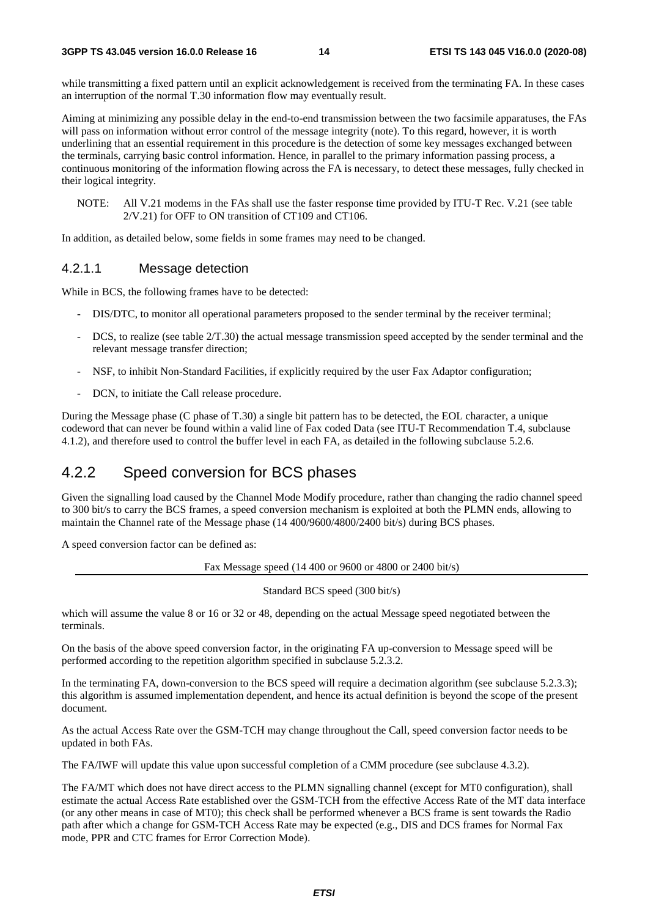while transmitting a fixed pattern until an explicit acknowledgement is received from the terminating FA. In these cases an interruption of the normal T.30 information flow may eventually result.

Aiming at minimizing any possible delay in the end-to-end transmission between the two facsimile apparatuses, the FAs will pass on information without error control of the message integrity (note). To this regard, however, it is worth underlining that an essential requirement in this procedure is the detection of some key messages exchanged between the terminals, carrying basic control information. Hence, in parallel to the primary information passing process, a continuous monitoring of the information flowing across the FA is necessary, to detect these messages, fully checked in their logical integrity.

NOTE: All V.21 modems in the FAs shall use the faster response time provided by ITU-T Rec. V.21 (see table 2/V.21) for OFF to ON transition of CT109 and CT106.

In addition, as detailed below, some fields in some frames may need to be changed.

#### 4.2.1.1 Message detection

While in BCS, the following frames have to be detected:

- DIS/DTC, to monitor all operational parameters proposed to the sender terminal by the receiver terminal;
- DCS, to realize (see table 2/T.30) the actual message transmission speed accepted by the sender terminal and the relevant message transfer direction;
- NSF, to inhibit Non-Standard Facilities, if explicitly required by the user Fax Adaptor configuration;
- DCN, to initiate the Call release procedure.

During the Message phase (C phase of T.30) a single bit pattern has to be detected, the EOL character, a unique codeword that can never be found within a valid line of Fax coded Data (see ITU-T Recommendation T.4, subclause 4.1.2), and therefore used to control the buffer level in each FA, as detailed in the following subclause 5.2.6.

### 4.2.2 Speed conversion for BCS phases

Given the signalling load caused by the Channel Mode Modify procedure, rather than changing the radio channel speed to 300 bit/s to carry the BCS frames, a speed conversion mechanism is exploited at both the PLMN ends, allowing to maintain the Channel rate of the Message phase (14 400/9600/4800/2400 bit/s) during BCS phases.

A speed conversion factor can be defined as:

$$\frac{\text{Fax Message speed (14 400 or 9600 or 4800 or 2400 bit/s)}}{\text{Standard BCS speed (300 bit/s)}}$$

which will assume the value 8 or 16 or 32 or 48, depending on the actual Message speed negotiated between the terminals.

On the basis of the above speed conversion factor, in the originating FA up-conversion to Message speed will be performed according to the repetition algorithm specified in subclause 5.2.3.2.

In the terminating FA, down-conversion to the BCS speed will require a decimation algorithm (see subclause 5.2.3.3); this algorithm is assumed implementation dependent, and hence its actual definition is beyond the scope of the present document.

As the actual Access Rate over the GSM-TCH may change throughout the Call, speed conversion factor needs to be updated in both FAs.

The FA/IWF will update this value upon successful completion of a CMM procedure (see subclause 4.3.2).

The FA/MT which does not have direct access to the PLMN signalling channel (except for MT0 configuration), shall estimate the actual Access Rate established over the GSM-TCH from the effective Access Rate of the MT data interface (or any other means in case of MT0); this check shall be performed whenever a BCS frame is sent towards the Radio path after which a change for GSM-TCH Access Rate may be expected (e.g., DIS and DCS frames for Normal Fax mode, PPR and CTC frames for Error Correction Mode).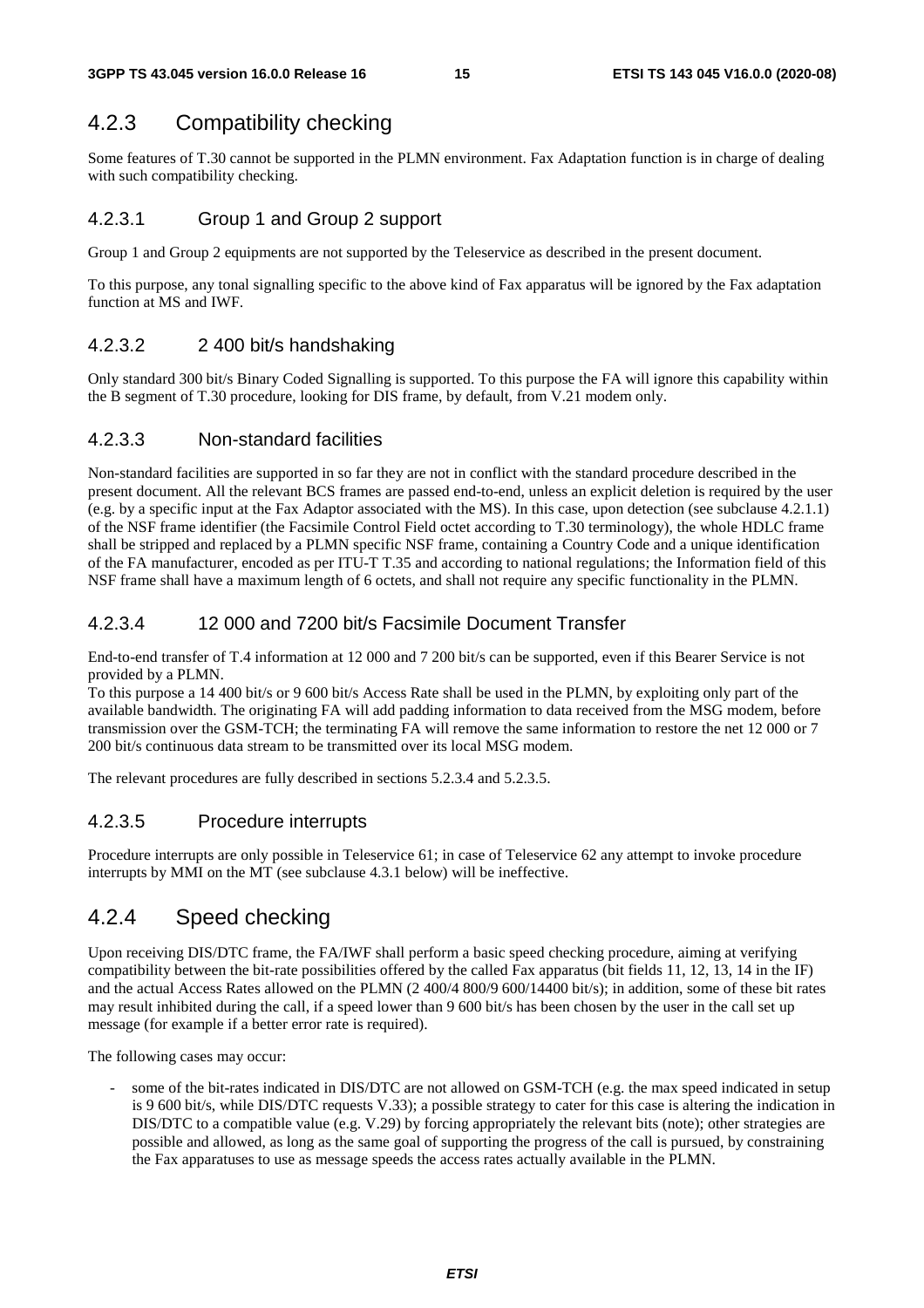## 4.2.3 Compatibility checking

Some features of T.30 cannot be supported in the PLMN environment. Fax Adaptation function is in charge of dealing with such compatibility checking.

### 4.2.3.1 Group 1 and Group 2 support

Group 1 and Group 2 equipments are not supported by the Teleservice as described in the present document.

To this purpose, any tonal signalling specific to the above kind of Fax apparatus will be ignored by the Fax adaptation function at MS and IWF.

### 4.2.3.2 2 400 bit/s handshaking

Only standard 300 bit/s Binary Coded Signalling is supported. To this purpose the FA will ignore this capability within the B segment of T.30 procedure, looking for DIS frame, by default, from V.21 modem only.

### 4.2.3.3 Non-standard facilities

Non-standard facilities are supported in so far they are not in conflict with the standard procedure described in the present document. All the relevant BCS frames are passed end-to-end, unless an explicit deletion is required by the user (e.g. by a specific input at the Fax Adaptor associated with the MS). In this case, upon detection (see subclause 4.2.1.1) of the NSF frame identifier (the Facsimile Control Field octet according to T.30 terminology), the whole HDLC frame shall be stripped and replaced by a PLMN specific NSF frame, containing a Country Code and a unique identification of the FA manufacturer, encoded as per ITU-T T.35 and according to national regulations; the Information field of this NSF frame shall have a maximum length of 6 octets, and shall not require any specific functionality in the PLMN.

### 4.2.3.4 12 000 and 7200 bit/s Facsimile Document Transfer

End-to-end transfer of T.4 information at 12 000 and 7 200 bit/s can be supported, even if this Bearer Service is not provided by a PLMN.
To this purpose a 14 400 bit/s or 9 600 bit/s Access Rate shall be used in the PLMN, by exploiting only part of the available bandwidth. The originating FA will add padding information to data received from the MSG modem, before transmission over the GSM-TCH; the terminating FA will remove the same information to restore the net 12 000 or 7 200 bit/s continuous data stream to be transmitted over its local MSG modem.

The relevant procedures are fully described in sections 5.2.3.4 and 5.2.3.5.

### 4.2.3.5 Procedure interrupts

Procedure interrupts are only possible in Teleservice 61; in case of Teleservice 62 any attempt to invoke procedure interrupts by MMI on the MT (see subclause 4.3.1 below) will be ineffective.

## 4.2.4 Speed checking

Upon receiving DIS/DTC frame, the FA/IWF shall perform a basic speed checking procedure, aiming at verifying compatibility between the bit-rate possibilities offered by the called Fax apparatus (bit fields 11, 12, 13, 14 in the IF) and the actual Access Rates allowed on the PLMN (2 400/4 800/9 600/14400 bit/s); in addition, some of these bit rates may result inhibited during the call, if a speed lower than 9 600 bit/s has been chosen by the user in the call set up message (for example if a better error rate is required).

The following cases may occur:

- some of the bit-rates indicated in DIS/DTC are not allowed on GSM-TCH (e.g. the max speed indicated in setup is 9 600 bit/s, while DIS/DTC requests V.33); a possible strategy to cater for this case is altering the indication in DIS/DTC to a compatible value (e.g. V.29) by forcing appropriately the relevant bits (note); other strategies are possible and allowed, as long as the same goal of supporting the progress of the call is pursued, by constraining the Fax apparatuses to use as message speeds the access rates actually available in the PLMN.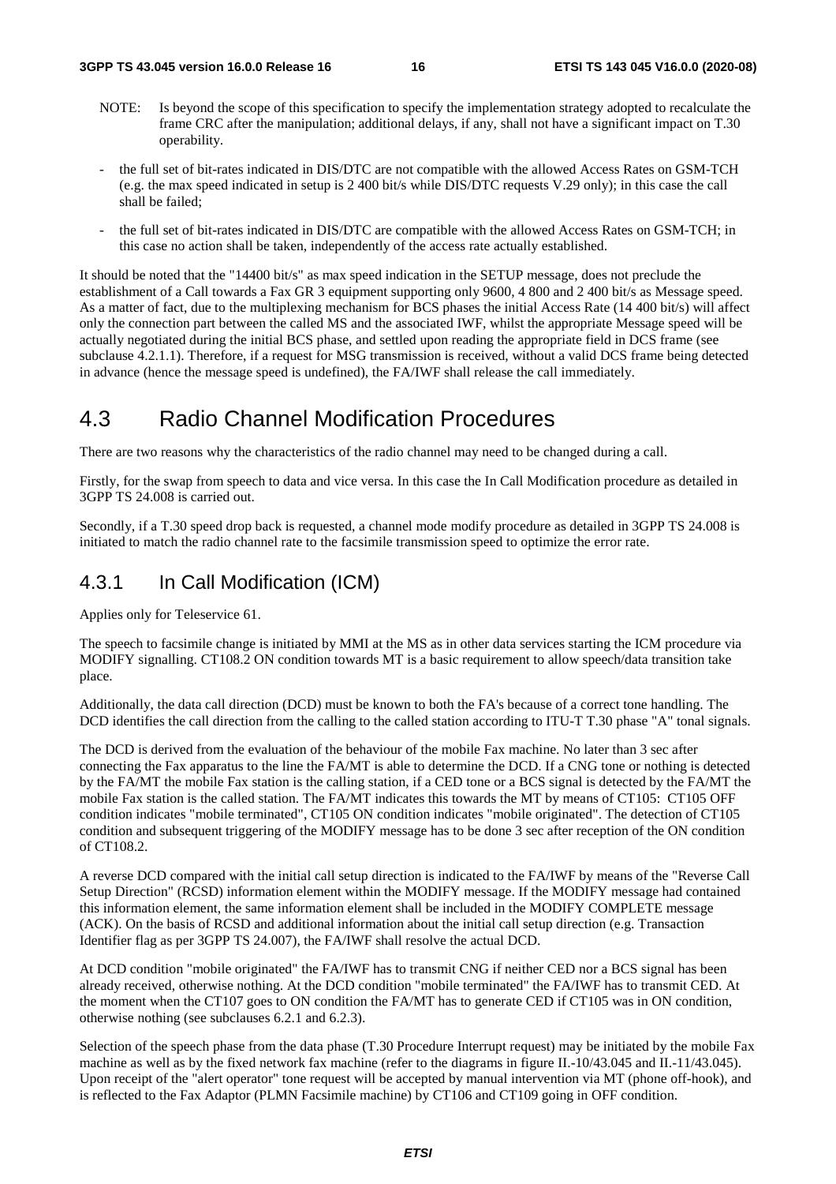NOTE: Is beyond the scope of this specification to specify the implementation strategy adopted to recalculate the frame CRC after the manipulation; additional delays, if any, shall not have a significant impact on T.30 operability.

- the full set of bit-rates indicated in DIS/DTC are not compatible with the allowed Access Rates on GSM-TCH (e.g. the max speed indicated in setup is 2 400 bit/s while DIS/DTC requests V.29 only); in this case the call shall be failed;
- the full set of bit-rates indicated in DIS/DTC are compatible with the allowed Access Rates on GSM-TCH; in this case no action shall be taken, independently of the access rate actually established.

It should be noted that the "14400 bit/s" as max speed indication in the SETUP message, does not preclude the establishment of a Call towards a Fax GR 3 equipment supporting only 9600, 4 800 and 2 400 bit/s as Message speed. As a matter of fact, due to the multiplexing mechanism for BCS phases the initial Access Rate (14 400 bit/s) will affect only the connection part between the called MS and the associated IWF, whilst the appropriate Message speed will be actually negotiated during the initial BCS phase, and settled upon reading the appropriate field in DCS frame (see subclause 4.2.1.1). Therefore, if a request for MSG transmission is received, without a valid DCS frame being detected in advance (hence the message speed is undefined), the FA/IWF shall release the call immediately.

## 4.3 Radio Channel Modification Procedures

There are two reasons why the characteristics of the radio channel may need to be changed during a call.

Firstly, for the swap from speech to data and vice versa. In this case the In Call Modification procedure as detailed in 3GPP TS 24.008 is carried out.

Secondly, if a T.30 speed drop back is requested, a channel mode modify procedure as detailed in 3GPP TS 24.008 is initiated to match the radio channel rate to the facsimile transmission speed to optimize the error rate.

### 4.3.1 In Call Modification (ICM)

Applies only for Teleservice 61.

The speech to facsimile change is initiated by MMI at the MS as in other data services starting the ICM procedure via MODIFY signalling. CT108.2 ON condition towards MT is a basic requirement to allow speech/data transition take place.

Additionally, the data call direction (DCD) must be known to both the FA's because of a correct tone handling. The DCD identifies the call direction from the calling to the called station according to ITU-T T.30 phase "A" tonal signals.

The DCD is derived from the evaluation of the behaviour of the mobile Fax machine. No later than 3 sec after connecting the Fax apparatus to the line the FA/MT is able to determine the DCD. If a CNG tone or nothing is detected by the FA/MT the mobile Fax station is the calling station, if a CED tone or a BCS signal is detected by the FA/MT the mobile Fax station is the called station. The FA/MT indicates this towards the MT by means of CT105: CT105 OFF condition indicates "mobile terminated", CT105 ON condition indicates "mobile originated". The detection of CT105 condition and subsequent triggering of the MODIFY message has to be done 3 sec after reception of the ON condition of CT108.2.

A reverse DCD compared with the initial call setup direction is indicated to the FA/IWF by means of the "Reverse Call Setup Direction" (RCSD) information element within the MODIFY message. If the MODIFY message had contained this information element, the same information element shall be included in the MODIFY COMPLETE message (ACK). On the basis of RCSD and additional information about the initial call setup direction (e.g. Transaction Identifier flag as per 3GPP TS 24.007), the FA/IWF shall resolve the actual DCD.

At DCD condition "mobile originated" the FA/IWF has to transmit CNG if neither CED nor a BCS signal has been already received, otherwise nothing. At the DCD condition "mobile terminated" the FA/IWF has to transmit CED. At the moment when the CT107 goes to ON condition the FA/MT has to generate CED if CT105 was in ON condition, otherwise nothing (see subclauses 6.2.1 and 6.2.3).

Selection of the speech phase from the data phase (T.30 Procedure Interrupt request) may be initiated by the mobile Fax machine as well as by the fixed network fax machine (refer to the diagrams in figure II.-10/43.045 and II.-11/43.045). Upon receipt of the "alert operator" tone request will be accepted by manual intervention via MT (phone off-hook), and is reflected to the Fax Adaptor (PLMN Facsimile machine) by CT106 and CT109 going in OFF condition.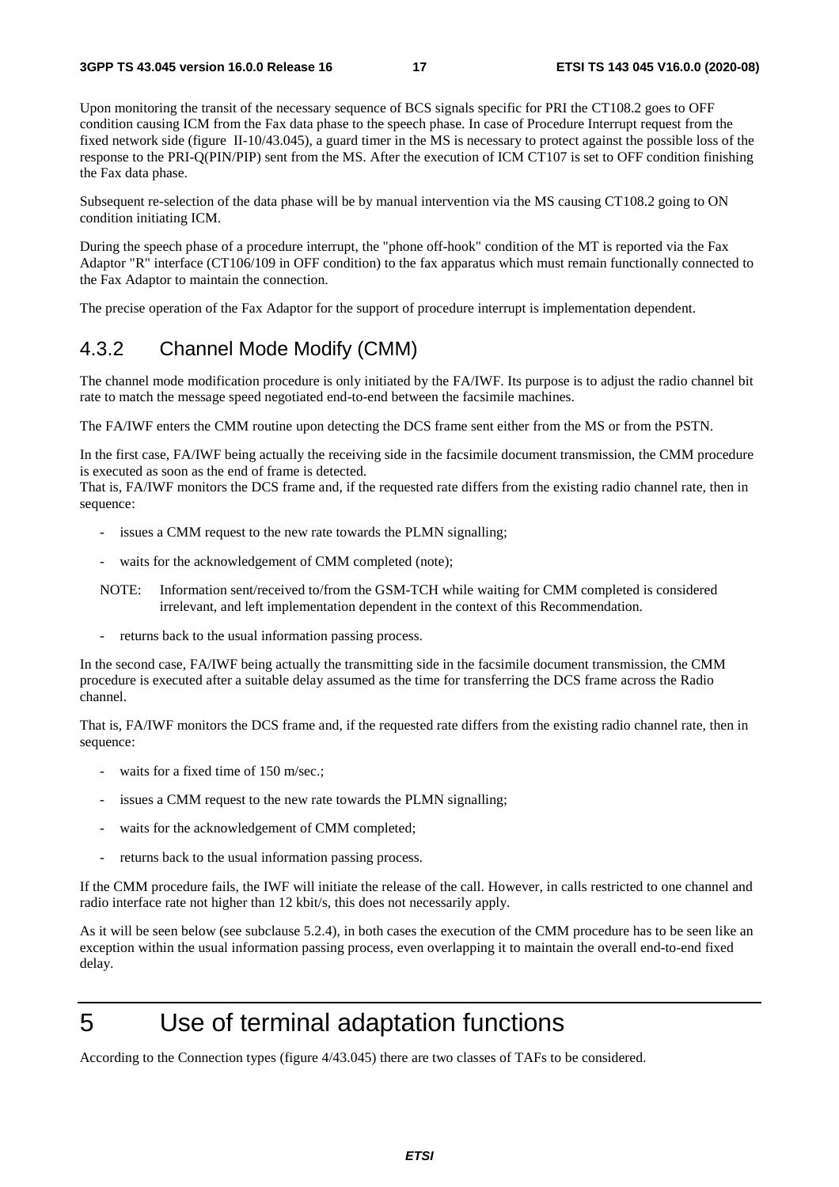Upon monitoring the transit of the necessary sequence of BCS signals specific for PRI the CT108.2 goes to OFF condition causing ICM from the Fax data phase to the speech phase. In case of Procedure Interrupt request from the fixed network side (figure II-10/43.045), a guard timer in the MS is necessary to protect against the possible loss of the response to the PRI-Q(PIN/PIP) sent from the MS. After the execution of ICM CT107 is set to OFF condition finishing the Fax data phase.

Subsequent re-selection of the data phase will be by manual intervention via the MS causing CT108.2 going to ON condition initiating ICM.

During the speech phase of a procedure interrupt, the "phone off-hook" condition of the MT is reported via the Fax Adaptor "R" interface (CT106/109 in OFF condition) to the fax apparatus which must remain functionally connected to the Fax Adaptor to maintain the connection.

The precise operation of the Fax Adaptor for the support of procedure interrupt is implementation dependent.

### 4.3.2 Channel Mode Modify (CMM)

The channel mode modification procedure is only initiated by the FA/IWF. Its purpose is to adjust the radio channel bit rate to match the message speed negotiated end-to-end between the facsimile machines.

The FA/IWF enters the CMM routine upon detecting the DCS frame sent either from the MS or from the PSTN.

In the first case, FA/IWF being actually the receiving side in the facsimile document transmission, the CMM procedure is executed as soon as the end of frame is detected.
That is, FA/IWF monitors the DCS frame and, if the requested rate differs from the existing radio channel rate, then in sequence:

- issues a CMM request to the new rate towards the PLMN signalling;
- waits for the acknowledgement of CMM completed (note);

NOTE: Information sent/received to/from the GSM-TCH while waiting for CMM completed is considered irrelevant, and left implementation dependent in the context of this Recommendation.

- returns back to the usual information passing process.

In the second case, FA/IWF being actually the transmitting side in the facsimile document transmission, the CMM procedure is executed after a suitable delay assumed as the time for transferring the DCS frame across the Radio channel.

That is, FA/IWF monitors the DCS frame and, if the requested rate differs from the existing radio channel rate, then in sequence:

- waits for a fixed time of 150 m/sec.;
- issues a CMM request to the new rate towards the PLMN signalling;
- waits for the acknowledgement of CMM completed;
- returns back to the usual information passing process.

If the CMM procedure fails, the IWF will initiate the release of the call. However, in calls restricted to one channel and radio interface rate not higher than 12 kbit/s, this does not necessarily apply.

As it will be seen below (see subclause 5.2.4), in both cases the execution of the CMM procedure has to be seen like an exception within the usual information passing process, even overlapping it to maintain the overall end-to-end fixed delay.

# 5 Use of terminal adaptation functions

According to the Connection types (figure 4/43.045) there are two classes of TAFs to be considered.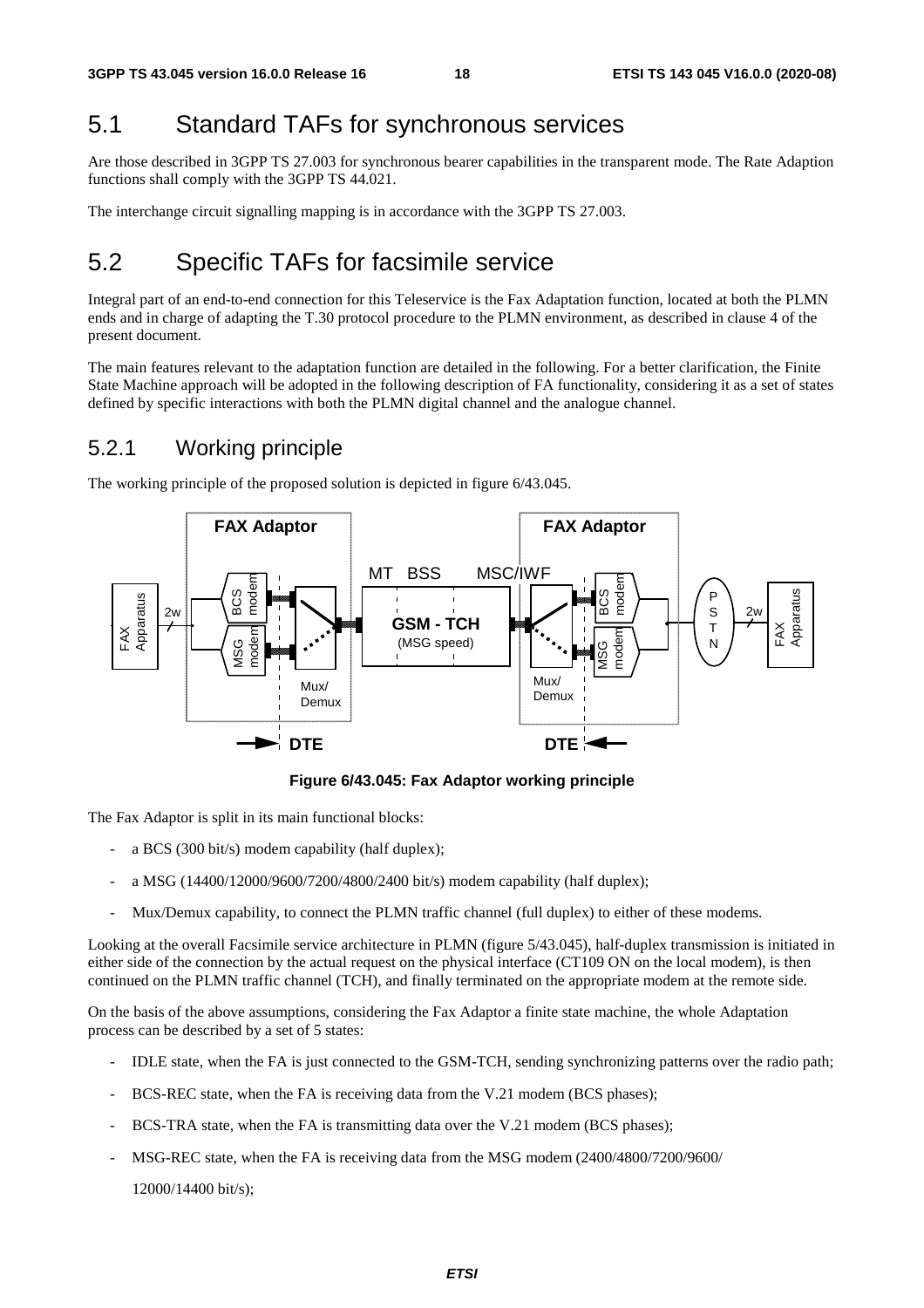## 5.1 Standard TAFs for synchronous services

Are those described in 3GPP TS 27.003 for synchronous bearer capabilities in the transparent mode. The Rate Adaption functions shall comply with the 3GPP TS 44.021.

The interchange circuit signalling mapping is in accordance with the 3GPP TS 27.003.

## 5.2 Specific TAFs for facsimile service

Integral part of an end-to-end connection for this Teleservice is the Fax Adaptation function, located at both the PLMN ends and in charge of adapting the T.30 protocol procedure to the PLMN environment, as described in clause 4 of the present document.

The main features relevant to the adaptation function are detailed in the following. For a better clarification, the Finite State Machine approach will be adopted in the following description of FA functionality, considering it as a set of states defined by specific interactions with both the PLMN digital channel and the analogue channel.

### 5.2.1 Working principle

The working principle of the proposed solution is depicted in figure 6/43.045.

**Figure 6/43.045: Fax Adaptor working principle**

The Fax Adaptor is split in its main functional blocks:

- a BCS (300 bit/s) modem capability (half duplex);
- a MSG (14400/12000/9600/7200/4800/2400 bit/s) modem capability (half duplex);
- Mux/Demux capability, to connect the PLMN traffic channel (full duplex) to either of these modems.

Looking at the overall Facsimile service architecture in PLMN (figure 5/43.045), half-duplex transmission is initiated in either side of the connection by the actual request on the physical interface (CT109 ON on the local modem), is then continued on the PLMN traffic channel (TCH), and finally terminated on the appropriate modem at the remote side.

On the basis of the above assumptions, considering the Fax Adaptor a finite state machine, the whole Adaptation process can be described by a set of 5 states:

- IDLE state, when the FA is just connected to the GSM-TCH, sending synchronizing patterns over the radio path;
- BCS-REC state, when the FA is receiving data from the V.21 modem (BCS phases);
- BCS-TRA state, when the FA is transmitting data over the V.21 modem (BCS phases);
- MSG-REC state, when the FA is receiving data from the MSG modem (2400/4800/7200/9600/

  12000/14400 bit/s);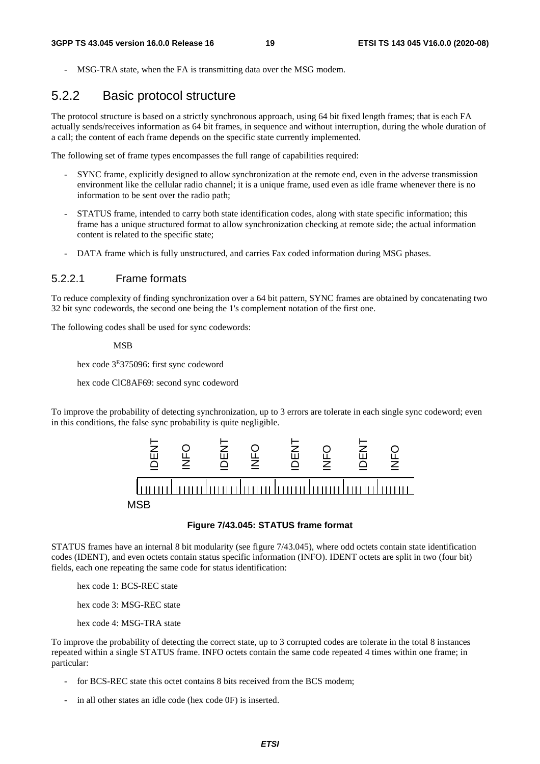- MSG-TRA state, when the FA is transmitting data over the MSG modem.

## 5.2.2 Basic protocol structure

The protocol structure is based on a strictly synchronous approach, using 64 bit fixed length frames; that is each FA actually sends/receives information as 64 bit frames, in sequence and without interruption, during the whole duration of a call; the content of each frame depends on the specific state currently implemented.

The following set of frame types encompasses the full range of capabilities required:

- SYNC frame, explicitly designed to allow synchronization at the remote end, even in the adverse transmission environment like the cellular radio channel; it is a unique frame, used even as idle frame whenever there is no information to be sent over the radio path;
- STATUS frame, intended to carry both state identification codes, along with state specific information; this frame has a unique structured format to allow synchronization checking at remote side; the actual information content is related to the specific state;
- DATA frame which is fully unstructured, and carries Fax coded information during MSG phases.

### 5.2.2.1 Frame formats

To reduce complexity of finding synchronization over a 64 bit pattern, SYNC frames are obtained by concatenating two 32 bit sync codewords, the second one being the 1's complement notation of the first one.

The following codes shall be used for sync codewords:

MSB

hex code 3[E]375096: first sync codeword

hex code ClC8AF69: second sync codeword

To improve the probability of detecting synchronization, up to 3 errors are tolerate in each single sync codeword; even in this conditions, the false sync probability is quite negligible.

IDENT INFO IDENT INFO IDENT INFO IDENT INFO

MSB

**Figure 7/43.045: STATUS frame format**

STATUS frames have an internal 8 bit modularity (see figure 7/43.045), where odd octets contain state identification codes (IDENT), and even octets contain status specific information (INFO). IDENT octets are split in two (four bit) fields, each one repeating the same code for status identification:

hex code 1: BCS-REC state

hex code 3: MSG-REC state

hex code 4: MSG-TRA state

To improve the probability of detecting the correct state, up to 3 corrupted codes are tolerate in the total 8 instances repeated within a single STATUS frame. INFO octets contain the same code repeated 4 times within one frame; in particular:

- for BCS-REC state this octet contains 8 bits received from the BCS modem;
- in all other states an idle code (hex code 0F) is inserted.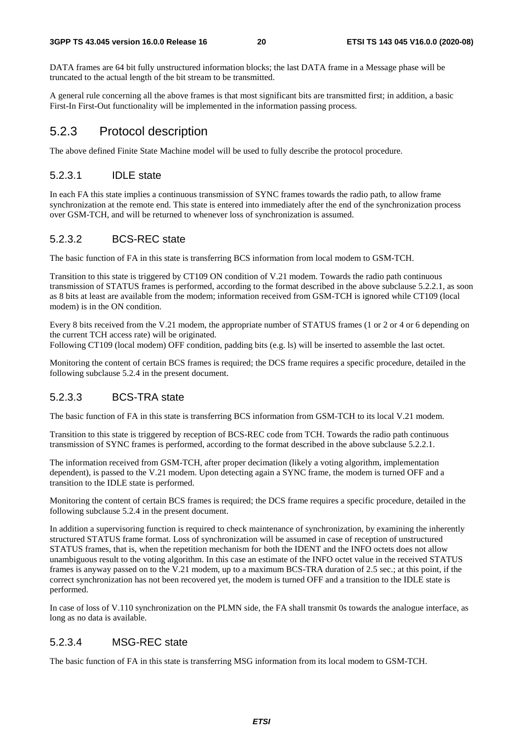DATA frames are 64 bit fully unstructured information blocks; the last DATA frame in a Message phase will be truncated to the actual length of the bit stream to be transmitted.

A general rule concerning all the above frames is that most significant bits are transmitted first; in addition, a basic First-In First-Out functionality will be implemented in the information passing process.

## 5.2.3 Protocol description

The above defined Finite State Machine model will be used to fully describe the protocol procedure.

### 5.2.3.1 IDLE state

In each FA this state implies a continuous transmission of SYNC frames towards the radio path, to allow frame synchronization at the remote end. This state is entered into immediately after the end of the synchronization process over GSM-TCH, and will be returned to whenever loss of synchronization is assumed.

### 5.2.3.2 BCS-REC state

The basic function of FA in this state is transferring BCS information from local modem to GSM-TCH.

Transition to this state is triggered by CT109 ON condition of V.21 modem. Towards the radio path continuous transmission of STATUS frames is performed, according to the format described in the above subclause 5.2.2.1, as soon as 8 bits at least are available from the modem; information received from GSM-TCH is ignored while CT109 (local modem) is in the ON condition.

Every 8 bits received from the V.21 modem, the appropriate number of STATUS frames (1 or 2 or 4 or 6 depending on the current TCH access rate) will be originated.
Following CT109 (local modem) OFF condition, padding bits (e.g. ls) will be inserted to assemble the last octet.

Monitoring the content of certain BCS frames is required; the DCS frame requires a specific procedure, detailed in the following subclause 5.2.4 in the present document.

### 5.2.3.3 BCS-TRA state

The basic function of FA in this state is transferring BCS information from GSM-TCH to its local V.21 modem.

Transition to this state is triggered by reception of BCS-REC code from TCH. Towards the radio path continuous transmission of SYNC frames is performed, according to the format described in the above subclause 5.2.2.1.

The information received from GSM-TCH, after proper decimation (likely a voting algorithm, implementation dependent), is passed to the V.21 modem. Upon detecting again a SYNC frame, the modem is turned OFF and a transition to the IDLE state is performed.

Monitoring the content of certain BCS frames is required; the DCS frame requires a specific procedure, detailed in the following subclause 5.2.4 in the present document.

In addition a supervisoring function is required to check maintenance of synchronization, by examining the inherently structured STATUS frame format. Loss of synchronization will be assumed in case of reception of unstructured STATUS frames, that is, when the repetition mechanism for both the IDENT and the INFO octets does not allow unambiguous result to the voting algorithm. In this case an estimate of the INFO octet value in the received STATUS frames is anyway passed on to the V.21 modem, up to a maximum BCS-TRA duration of 2.5 sec.; at this point, if the correct synchronization has not been recovered yet, the modem is turned OFF and a transition to the IDLE state is performed.

In case of loss of V.110 synchronization on the PLMN side, the FA shall transmit 0s towards the analogue interface, as long as no data is available.

### 5.2.3.4 MSG-REC state

The basic function of FA in this state is transferring MSG information from its local modem to GSM-TCH.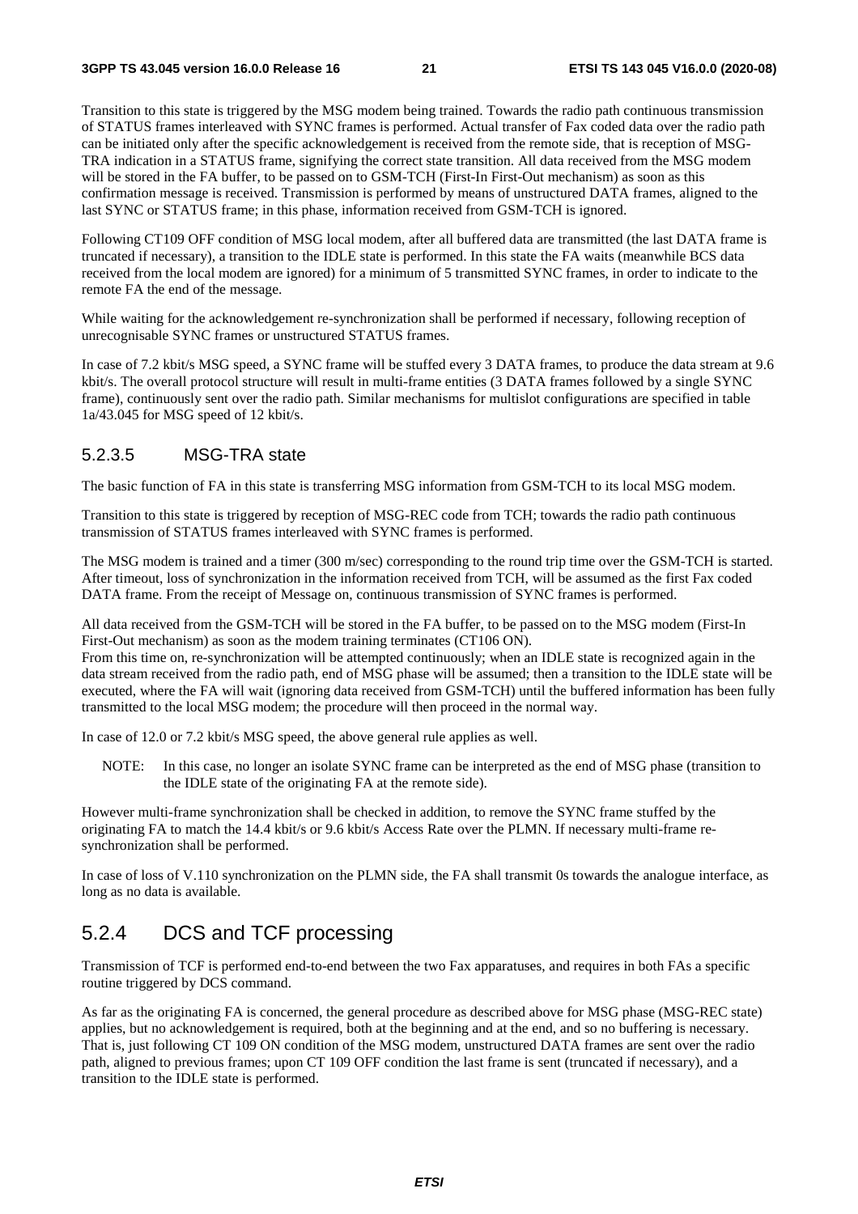Transition to this state is triggered by the MSG modem being trained. Towards the radio path continuous transmission of STATUS frames interleaved with SYNC frames is performed. Actual transfer of Fax coded data over the radio path can be initiated only after the specific acknowledgement is received from the remote side, that is reception of MSG-TRA indication in a STATUS frame, signifying the correct state transition. All data received from the MSG modem will be stored in the FA buffer, to be passed on to GSM-TCH (First-In First-Out mechanism) as soon as this confirmation message is received. Transmission is performed by means of unstructured DATA frames, aligned to the last SYNC or STATUS frame; in this phase, information received from GSM-TCH is ignored.

Following CT109 OFF condition of MSG local modem, after all buffered data are transmitted (the last DATA frame is truncated if necessary), a transition to the IDLE state is performed. In this state the FA waits (meanwhile BCS data received from the local modem are ignored) for a minimum of 5 transmitted SYNC frames, in order to indicate to the remote FA the end of the message.

While waiting for the acknowledgement re-synchronization shall be performed if necessary, following reception of unrecognisable SYNC frames or unstructured STATUS frames.

In case of 7.2 kbit/s MSG speed, a SYNC frame will be stuffed every 3 DATA frames, to produce the data stream at 9.6 kbit/s. The overall protocol structure will result in multi-frame entities (3 DATA frames followed by a single SYNC frame), continuously sent over the radio path. Similar mechanisms for multislot configurations are specified in table 1a/43.045 for MSG speed of 12 kbit/s.

#### 5.2.3.5 MSG-TRA state

The basic function of FA in this state is transferring MSG information from GSM-TCH to its local MSG modem.

Transition to this state is triggered by reception of MSG-REC code from TCH; towards the radio path continuous transmission of STATUS frames interleaved with SYNC frames is performed.

The MSG modem is trained and a timer (300 m/sec) corresponding to the round trip time over the GSM-TCH is started. After timeout, loss of synchronization in the information received from TCH, will be assumed as the first Fax coded DATA frame. From the receipt of Message on, continuous transmission of SYNC frames is performed.

All data received from the GSM-TCH will be stored in the FA buffer, to be passed on to the MSG modem (First-In First-Out mechanism) as soon as the modem training terminates (CT106 ON).
From this time on, re-synchronization will be attempted continuously; when an IDLE state is recognized again in the data stream received from the radio path, end of MSG phase will be assumed; then a transition to the IDLE state will be executed, where the FA will wait (ignoring data received from GSM-TCH) until the buffered information has been fully transmitted to the local MSG modem; the procedure will then proceed in the normal way.

In case of 12.0 or 7.2 kbit/s MSG speed, the above general rule applies as well.

NOTE: In this case, no longer an isolate SYNC frame can be interpreted as the end of MSG phase (transition to the IDLE state of the originating FA at the remote side).

However multi-frame synchronization shall be checked in addition, to remove the SYNC frame stuffed by the originating FA to match the 14.4 kbit/s or 9.6 kbit/s Access Rate over the PLMN. If necessary multi-frame re-synchronization shall be performed.

In case of loss of V.110 synchronization on the PLMN side, the FA shall transmit 0s towards the analogue interface, as long as no data is available.

### 5.2.4 DCS and TCF processing

Transmission of TCF is performed end-to-end between the two Fax apparatuses, and requires in both FAs a specific routine triggered by DCS command.

As far as the originating FA is concerned, the general procedure as described above for MSG phase (MSG-REC state) applies, but no acknowledgement is required, both at the beginning and at the end, and so no buffering is necessary. That is, just following CT 109 ON condition of the MSG modem, unstructured DATA frames are sent over the radio path, aligned to previous frames; upon CT 109 OFF condition the last frame is sent (truncated if necessary), and a transition to the IDLE state is performed.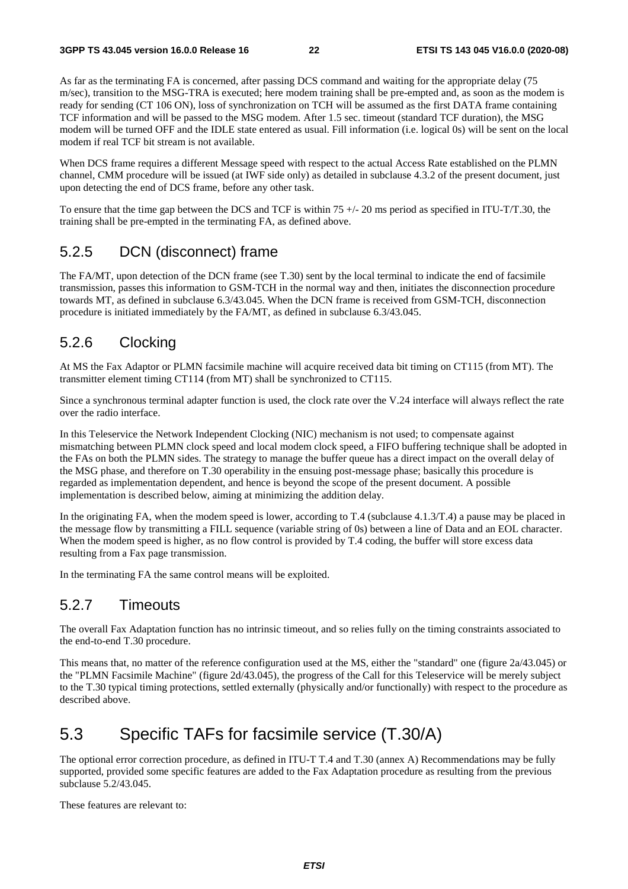As far as the terminating FA is concerned, after passing DCS command and waiting for the appropriate delay (75 m/sec), transition to the MSG-TRA is executed; here modem training shall be pre-empted and, as soon as the modem is ready for sending (CT 106 ON), loss of synchronization on TCH will be assumed as the first DATA frame containing TCF information and will be passed to the MSG modem. After 1.5 sec. timeout (standard TCF duration), the MSG modem will be turned OFF and the IDLE state entered as usual. Fill information (i.e. logical 0s) will be sent on the local modem if real TCF bit stream is not available.

When DCS frame requires a different Message speed with respect to the actual Access Rate established on the PLMN channel, CMM procedure will be issued (at IWF side only) as detailed in subclause 4.3.2 of the present document, just upon detecting the end of DCS frame, before any other task.

To ensure that the time gap between the DCS and TCF is within 75 +/- 20 ms period as specified in ITU-T/T.30, the training shall be pre-empted in the terminating FA, as defined above.

## 5.2.5 DCN (disconnect) frame

The FA/MT, upon detection of the DCN frame (see T.30) sent by the local terminal to indicate the end of facsimile transmission, passes this information to GSM-TCH in the normal way and then, initiates the disconnection procedure towards MT, as defined in subclause 6.3/43.045. When the DCN frame is received from GSM-TCH, disconnection procedure is initiated immediately by the FA/MT, as defined in subclause 6.3/43.045.

## 5.2.6 Clocking

At MS the Fax Adaptor or PLMN facsimile machine will acquire received data bit timing on CT115 (from MT). The transmitter element timing CT114 (from MT) shall be synchronized to CT115.

Since a synchronous terminal adapter function is used, the clock rate over the V.24 interface will always reflect the rate over the radio interface.

In this Teleservice the Network Independent Clocking (NIC) mechanism is not used; to compensate against mismatching between PLMN clock speed and local modem clock speed, a FIFO buffering technique shall be adopted in the FAs on both the PLMN sides. The strategy to manage the buffer queue has a direct impact on the overall delay of the MSG phase, and therefore on T.30 operability in the ensuing post-message phase; basically this procedure is regarded as implementation dependent, and hence is beyond the scope of the present document. A possible implementation is described below, aiming at minimizing the addition delay.

In the originating FA, when the modem speed is lower, according to T.4 (subclause 4.1.3/T.4) a pause may be placed in the message flow by transmitting a FILL sequence (variable string of 0s) between a line of Data and an EOL character. When the modem speed is higher, as no flow control is provided by T.4 coding, the buffer will store excess data resulting from a Fax page transmission.

In the terminating FA the same control means will be exploited.

## 5.2.7 Timeouts

The overall Fax Adaptation function has no intrinsic timeout, and so relies fully on the timing constraints associated to the end-to-end T.30 procedure.

This means that, no matter of the reference configuration used at the MS, either the "standard" one (figure 2a/43.045) or the "PLMN Facsimile Machine" (figure 2d/43.045), the progress of the Call for this Teleservice will be merely subject to the T.30 typical timing protections, settled externally (physically and/or functionally) with respect to the procedure as described above.

# 5.3 Specific TAFs for facsimile service (T.30/A)

The optional error correction procedure, as defined in ITU-T T.4 and T.30 (annex A) Recommendations may be fully supported, provided some specific features are added to the Fax Adaptation procedure as resulting from the previous subclause 5.2/43.045.

These features are relevant to: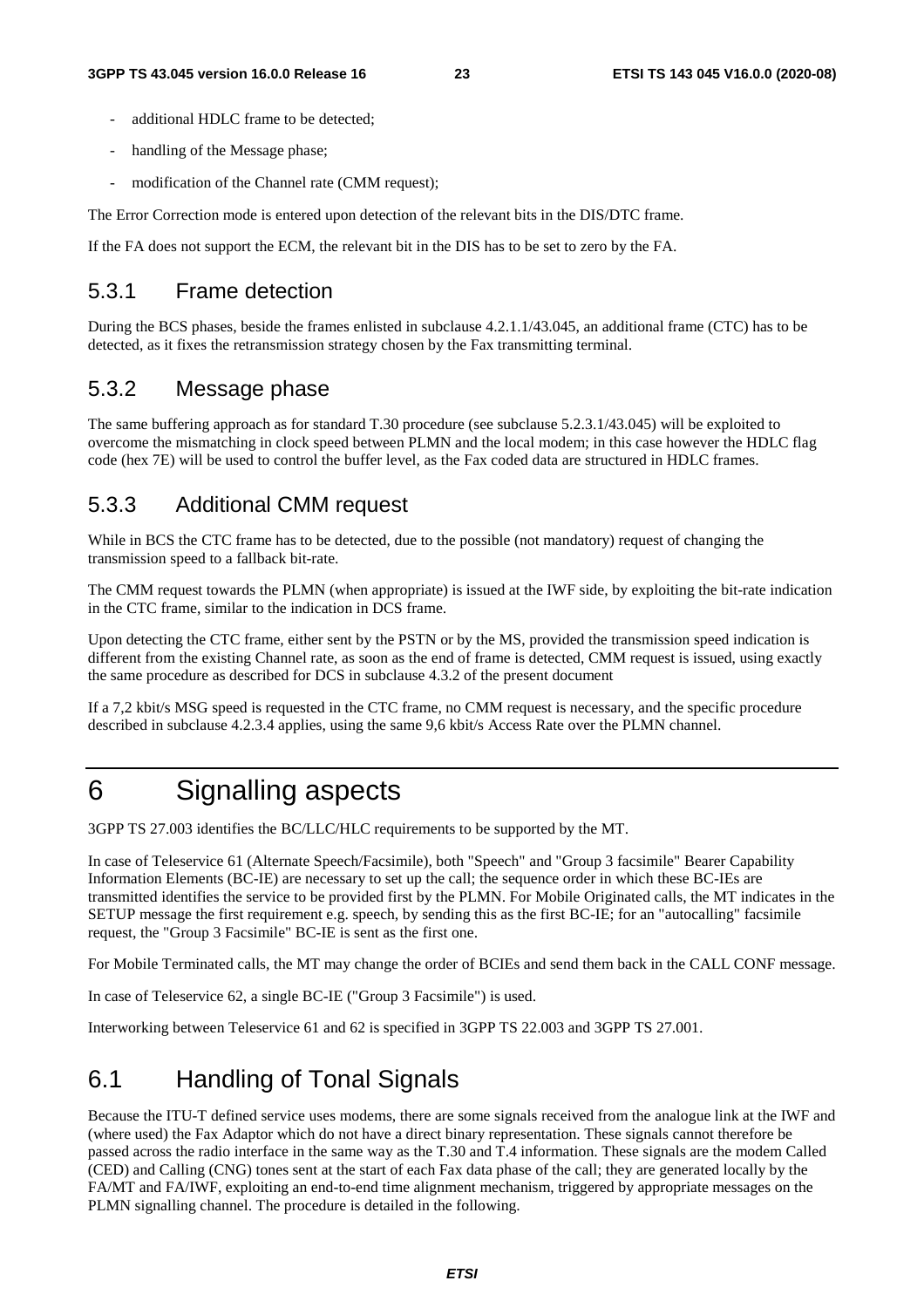- additional HDLC frame to be detected;
- handling of the Message phase;
- modification of the Channel rate (CMM request);

The Error Correction mode is entered upon detection of the relevant bits in the DIS/DTC frame.

If the FA does not support the ECM, the relevant bit in the DIS has to be set to zero by the FA.

### 5.3.1 Frame detection

During the BCS phases, beside the frames enlisted in subclause 4.2.1.1/43.045, an additional frame (CTC) has to be detected, as it fixes the retransmission strategy chosen by the Fax transmitting terminal.

### 5.3.2 Message phase

The same buffering approach as for standard T.30 procedure (see subclause 5.2.3.1/43.045) will be exploited to overcome the mismatching in clock speed between PLMN and the local modem; in this case however the HDLC flag code (hex 7E) will be used to control the buffer level, as the Fax coded data are structured in HDLC frames.

### 5.3.3 Additional CMM request

While in BCS the CTC frame has to be detected, due to the possible (not mandatory) request of changing the transmission speed to a fallback bit-rate.

The CMM request towards the PLMN (when appropriate) is issued at the IWF side, by exploiting the bit-rate indication in the CTC frame, similar to the indication in DCS frame.

Upon detecting the CTC frame, either sent by the PSTN or by the MS, provided the transmission speed indication is different from the existing Channel rate, as soon as the end of frame is detected, CMM request is issued, using exactly the same procedure as described for DCS in subclause 4.3.2 of the present document

If a 7,2 kbit/s MSG speed is requested in the CTC frame, no CMM request is necessary, and the specific procedure described in subclause 4.2.3.4 applies, using the same 9,6 kbit/s Access Rate over the PLMN channel.

# 6 Signalling aspects

3GPP TS 27.003 identifies the BC/LLC/HLC requirements to be supported by the MT.

In case of Teleservice 61 (Alternate Speech/Facsimile), both "Speech" and "Group 3 facsimile" Bearer Capability Information Elements (BC-IE) are necessary to set up the call; the sequence order in which these BC-IEs are transmitted identifies the service to be provided first by the PLMN. For Mobile Originated calls, the MT indicates in the SETUP message the first requirement e.g. speech, by sending this as the first BC-IE; for an "autocalling" facsimile request, the "Group 3 Facsimile" BC-IE is sent as the first one.

For Mobile Terminated calls, the MT may change the order of BCIEs and send them back in the CALL CONF message.

In case of Teleservice 62, a single BC-IE ("Group 3 Facsimile") is used.

Interworking between Teleservice 61 and 62 is specified in 3GPP TS 22.003 and 3GPP TS 27.001.

## 6.1 Handling of Tonal Signals

Because the ITU-T defined service uses modems, there are some signals received from the analogue link at the IWF and (where used) the Fax Adaptor which do not have a direct binary representation. These signals cannot therefore be passed across the radio interface in the same way as the T.30 and T.4 information. These signals are the modem Called (CED) and Calling (CNG) tones sent at the start of each Fax data phase of the call; they are generated locally by the FA/MT and FA/IWF, exploiting an end-to-end time alignment mechanism, triggered by appropriate messages on the PLMN signalling channel. The procedure is detailed in the following.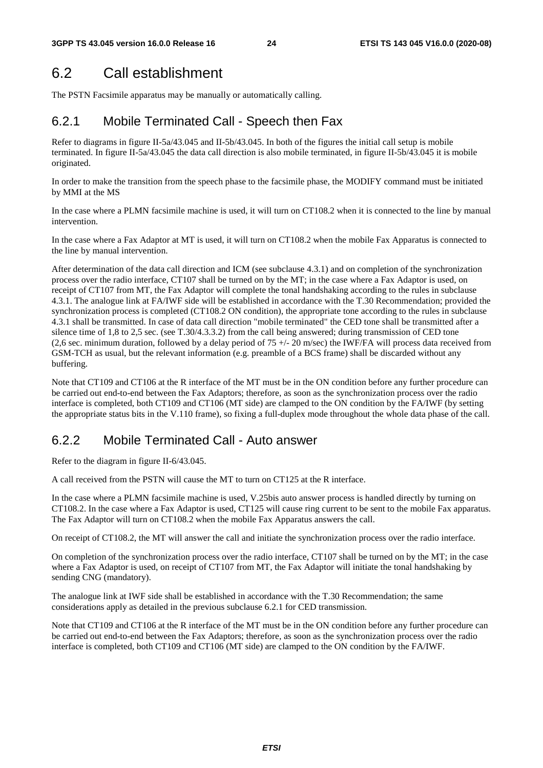## 6.2 Call establishment

The PSTN Facsimile apparatus may be manually or automatically calling.

### 6.2.1 Mobile Terminated Call - Speech then Fax

Refer to diagrams in figure II-5a/43.045 and II-5b/43.045. In both of the figures the initial call setup is mobile terminated. In figure II-5a/43.045 the data call direction is also mobile terminated, in figure II-5b/43.045 it is mobile originated.

In order to make the transition from the speech phase to the facsimile phase, the MODIFY command must be initiated by MMI at the MS

In the case where a PLMN facsimile machine is used, it will turn on CT108.2 when it is connected to the line by manual intervention.

In the case where a Fax Adaptor at MT is used, it will turn on CT108.2 when the mobile Fax Apparatus is connected to the line by manual intervention.

After determination of the data call direction and ICM (see subclause 4.3.1) and on completion of the synchronization process over the radio interface, CT107 shall be turned on by the MT; in the case where a Fax Adaptor is used, on receipt of CT107 from MT, the Fax Adaptor will complete the tonal handshaking according to the rules in subclause 4.3.1. The analogue link at FA/IWF side will be established in accordance with the T.30 Recommendation; provided the synchronization process is completed (CT108.2 ON condition), the appropriate tone according to the rules in subclause 4.3.1 shall be transmitted. In case of data call direction "mobile terminated" the CED tone shall be transmitted after a silence time of 1,8 to 2,5 sec. (see T.30/4.3.3.2) from the call being answered; during transmission of CED tone (2,6 sec. minimum duration, followed by a delay period of 75 +/- 20 m/sec) the IWF/FA will process data received from GSM-TCH as usual, but the relevant information (e.g. preamble of a BCS frame) shall be discarded without any buffering.

Note that CT109 and CT106 at the R interface of the MT must be in the ON condition before any further procedure can be carried out end-to-end between the Fax Adaptors; therefore, as soon as the synchronization process over the radio interface is completed, both CT109 and CT106 (MT side) are clamped to the ON condition by the FA/IWF (by setting the appropriate status bits in the V.110 frame), so fixing a full-duplex mode throughout the whole data phase of the call.

### 6.2.2 Mobile Terminated Call - Auto answer

Refer to the diagram in figure II-6/43.045.

A call received from the PSTN will cause the MT to turn on CT125 at the R interface.

In the case where a PLMN facsimile machine is used, V.25bis auto answer process is handled directly by turning on CT108.2. In the case where a Fax Adaptor is used, CT125 will cause ring current to be sent to the mobile Fax apparatus. The Fax Adaptor will turn on CT108.2 when the mobile Fax Apparatus answers the call.

On receipt of CT108.2, the MT will answer the call and initiate the synchronization process over the radio interface.

On completion of the synchronization process over the radio interface, CT107 shall be turned on by the MT; in the case where a Fax Adaptor is used, on receipt of CT107 from MT, the Fax Adaptor will initiate the tonal handshaking by sending CNG (mandatory).

The analogue link at IWF side shall be established in accordance with the T.30 Recommendation; the same considerations apply as detailed in the previous subclause 6.2.1 for CED transmission.

Note that CT109 and CT106 at the R interface of the MT must be in the ON condition before any further procedure can be carried out end-to-end between the Fax Adaptors; therefore, as soon as the synchronization process over the radio interface is completed, both CT109 and CT106 (MT side) are clamped to the ON condition by the FA/IWF.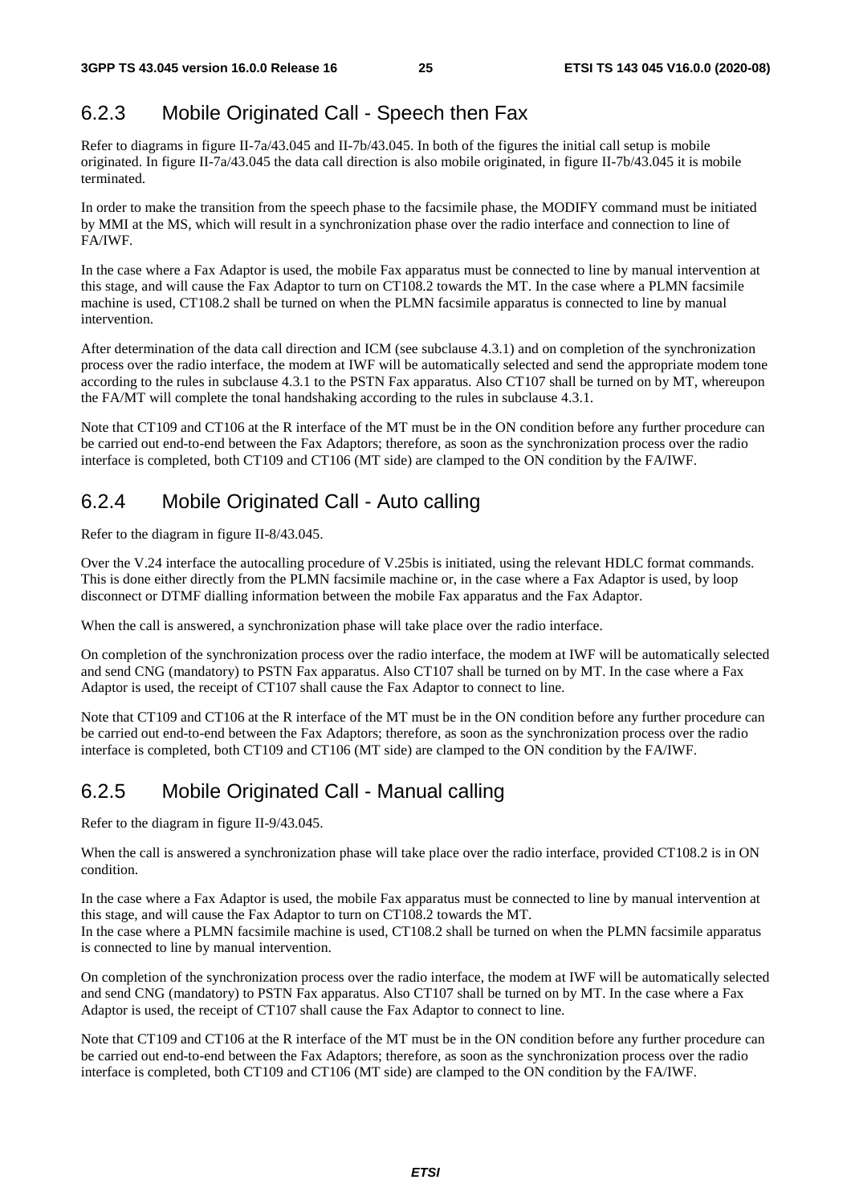### 6.2.3 Mobile Originated Call - Speech then Fax

Refer to diagrams in figure II-7a/43.045 and II-7b/43.045. In both of the figures the initial call setup is mobile originated. In figure II-7a/43.045 the data call direction is also mobile originated, in figure II-7b/43.045 it is mobile terminated.

In order to make the transition from the speech phase to the facsimile phase, the MODIFY command must be initiated by MMI at the MS, which will result in a synchronization phase over the radio interface and connection to line of FA/IWF.

In the case where a Fax Adaptor is used, the mobile Fax apparatus must be connected to line by manual intervention at this stage, and will cause the Fax Adaptor to turn on CT108.2 towards the MT. In the case where a PLMN facsimile machine is used, CT108.2 shall be turned on when the PLMN facsimile apparatus is connected to line by manual intervention.

After determination of the data call direction and ICM (see subclause 4.3.1) and on completion of the synchronization process over the radio interface, the modem at IWF will be automatically selected and send the appropriate modem tone according to the rules in subclause 4.3.1 to the PSTN Fax apparatus. Also CT107 shall be turned on by MT, whereupon the FA/MT will complete the tonal handshaking according to the rules in subclause 4.3.1.

Note that CT109 and CT106 at the R interface of the MT must be in the ON condition before any further procedure can be carried out end-to-end between the Fax Adaptors; therefore, as soon as the synchronization process over the radio interface is completed, both CT109 and CT106 (MT side) are clamped to the ON condition by the FA/IWF.

### 6.2.4 Mobile Originated Call - Auto calling

Refer to the diagram in figure II-8/43.045.

Over the V.24 interface the autocalling procedure of V.25bis is initiated, using the relevant HDLC format commands. This is done either directly from the PLMN facsimile machine or, in the case where a Fax Adaptor is used, by loop disconnect or DTMF dialling information between the mobile Fax apparatus and the Fax Adaptor.

When the call is answered, a synchronization phase will take place over the radio interface.

On completion of the synchronization process over the radio interface, the modem at IWF will be automatically selected and send CNG (mandatory) to PSTN Fax apparatus. Also CT107 shall be turned on by MT. In the case where a Fax Adaptor is used, the receipt of CT107 shall cause the Fax Adaptor to connect to line.

Note that CT109 and CT106 at the R interface of the MT must be in the ON condition before any further procedure can be carried out end-to-end between the Fax Adaptors; therefore, as soon as the synchronization process over the radio interface is completed, both CT109 and CT106 (MT side) are clamped to the ON condition by the FA/IWF.

### 6.2.5 Mobile Originated Call - Manual calling

Refer to the diagram in figure II-9/43.045.

When the call is answered a synchronization phase will take place over the radio interface, provided CT108.2 is in ON condition.

In the case where a Fax Adaptor is used, the mobile Fax apparatus must be connected to line by manual intervention at this stage, and will cause the Fax Adaptor to turn on CT108.2 towards the MT.
In the case where a PLMN facsimile machine is used, CT108.2 shall be turned on when the PLMN facsimile apparatus is connected to line by manual intervention.

On completion of the synchronization process over the radio interface, the modem at IWF will be automatically selected and send CNG (mandatory) to PSTN Fax apparatus. Also CT107 shall be turned on by MT. In the case where a Fax Adaptor is used, the receipt of CT107 shall cause the Fax Adaptor to connect to line.

Note that CT109 and CT106 at the R interface of the MT must be in the ON condition before any further procedure can be carried out end-to-end between the Fax Adaptors; therefore, as soon as the synchronization process over the radio interface is completed, both CT109 and CT106 (MT side) are clamped to the ON condition by the FA/IWF.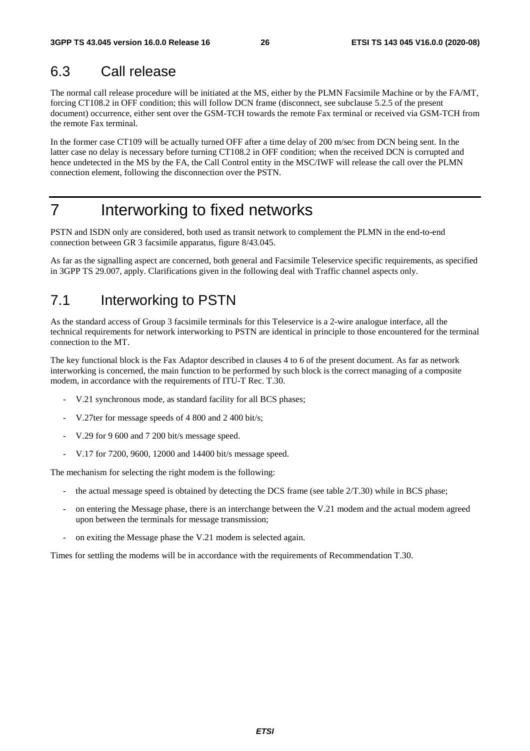## 6.3 Call release

The normal call release procedure will be initiated at the MS, either by the PLMN Facsimile Machine or by the FA/MT, forcing CT108.2 in OFF condition; this will follow DCN frame (disconnect, see subclause 5.2.5 of the present document) occurrence, either sent over the GSM-TCH towards the remote Fax terminal or received via GSM-TCH from the remote Fax terminal.

In the former case CT109 will be actually turned OFF after a time delay of 200 m/sec from DCN being sent. In the latter case no delay is necessary before turning CT108.2 in OFF condition; when the received DCN is corrupted and hence undetected in the MS by the FA, the Call Control entity in the MSC/IWF will release the call over the PLMN connection element, following the disconnection over the PSTN.

# 7 Interworking to fixed networks

PSTN and ISDN only are considered, both used as transit network to complement the PLMN in the end-to-end connection between GR 3 facsimile apparatus, figure 8/43.045.

As far as the signalling aspect are concerned, both general and Facsimile Teleservice specific requirements, as specified in 3GPP TS 29.007, apply. Clarifications given in the following deal with Traffic channel aspects only.

## 7.1 Interworking to PSTN

As the standard access of Group 3 facsimile terminals for this Teleservice is a 2-wire analogue interface, all the technical requirements for network interworking to PSTN are identical in principle to those encountered for the terminal connection to the MT.

The key functional block is the Fax Adaptor described in clauses 4 to 6 of the present document. As far as network interworking is concerned, the main function to be performed by such block is the correct managing of a composite modem, in accordance with the requirements of ITU-T Rec. T.30.

- V.21 synchronous mode, as standard facility for all BCS phases;
- V.27ter for message speeds of 4 800 and 2 400 bit/s;
- V.29 for 9 600 and 7 200 bit/s message speed.
- V.17 for 7200, 9600, 12000 and 14400 bit/s message speed.

The mechanism for selecting the right modem is the following:

- the actual message speed is obtained by detecting the DCS frame (see table 2/T.30) while in BCS phase;
- on entering the Message phase, there is an interchange between the V.21 modem and the actual modem agreed upon between the terminals for message transmission;
- on exiting the Message phase the V.21 modem is selected again.

Times for settling the modems will be in accordance with the requirements of Recommendation T.30.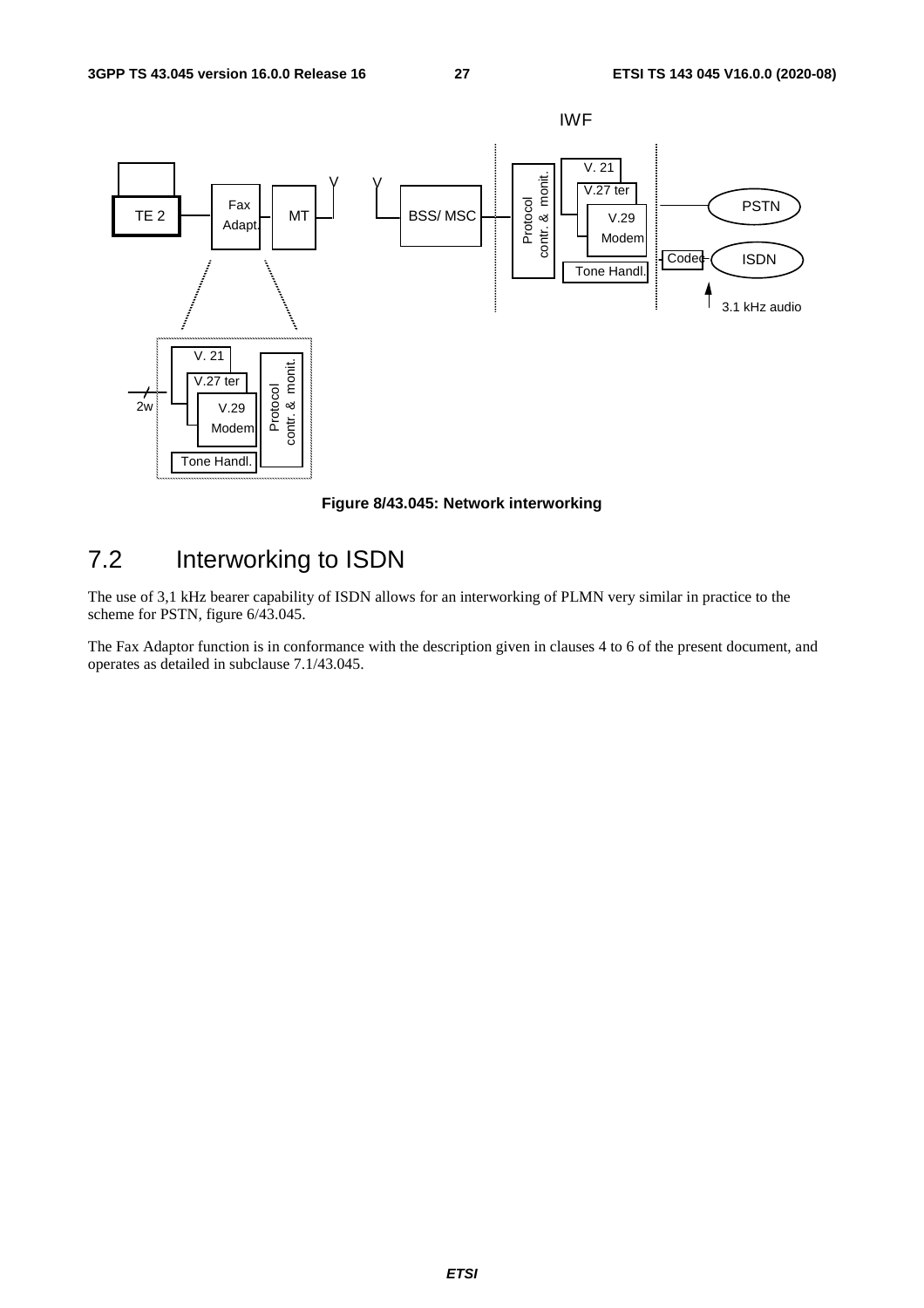**Figure 8/43.045: Network interworking**

## 7.2 Interworking to ISDN

The use of 3,1 kHz bearer capability of ISDN allows for an interworking of PLMN very similar in practice to the scheme for PSTN, figure 6/43.045.

The Fax Adaptor function is in conformance with the description given in clauses 4 to 6 of the present document, and operates as detailed in subclause 7.1/43.045.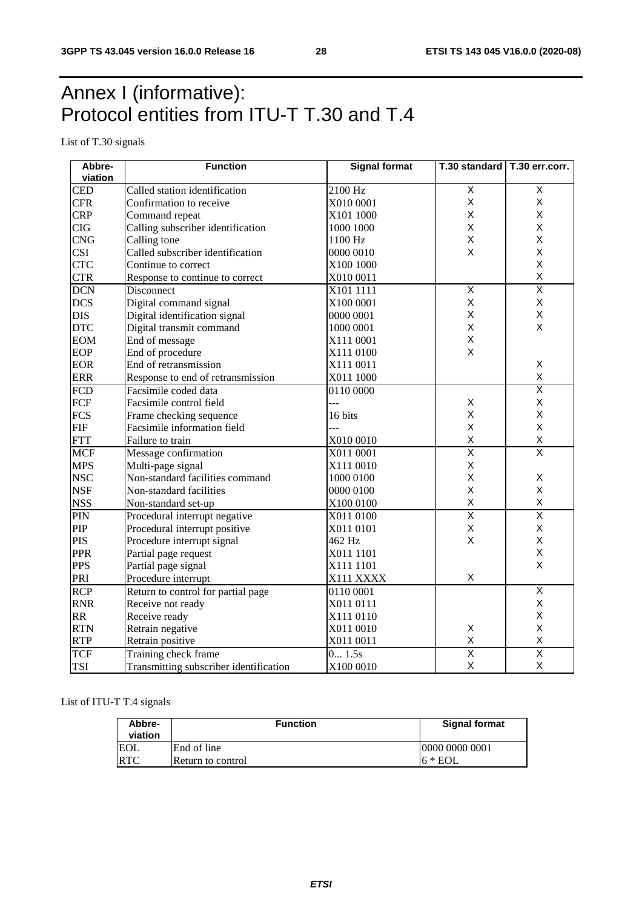# Annex I (informative): Protocol entities from ITU-T T.30 and T.4

List of T.30 signals

| Abbre-viation | Function | Signal format | T.30 standard | T.30 err.corr. |
|---|---|---|---|---|
| CED | Called station identification | 2100 Hz | X | X |
| CFR | Confirmation to receive | X010 0001 | X | X |
| CRP | Command repeat | X101 1000 | X | X |
| CIG | Calling subscriber identification | 1000 1000 | X | X |
| CNG | Calling tone | 1100 Hz | X | X |
| CSI | Called subscriber identification | 0000 0010 | X | X |
| CTC | Continue to correct | X100 1000 | | X |
| CTR | Response to continue to correct | X010 0011 | | X |
| DCN | Disconnect | X101 1111 | X | X |
| DCS | Digital command signal | X100 0001 | X | X |
| DIS | Digital identification signal | 0000 0001 | X | X |
| DTC | Digital transmit command | 1000 0001 | X | X |
| EOM | End of message | X111 0001 | X | |
| EOP | End of procedure | X111 0100 | X | |
| EOR | End of retransmission | X111 0011 | | X |
| ERR | Response to end of retransmission | X011 1000 | | X |
| FCD | Facsimile coded data | 0110 0000 | | X |
| FCF | Facsimile control field | --- | X | X |
| FCS | Frame checking sequence | 16 bits | X | X |
| FIF | Facsimile information field | --- | X | X |
| FTT | Failure to train | X010 0010 | X | X |
| MCF | Message confirmation | X011 0001 | X | X |
| MPS | Multi-page signal | X111 0010 | X | |
| NSC | Non-standard facilities command | 1000 0100 | X | X |
| NSF | Non-standard facilities | 0000 0100 | X | X |
| NSS | Non-standard set-up | X100 0100 | X | X |
| PIN | Procedural interrupt negative | X011 0100 | X | X |
| PIP | Procedural interrupt positive | X011 0101 | X | X |
| PIS | Procedure interrupt signal | 462 Hz | X | X |
| PPR | Partial page request | X011 1101 | | X |
| PPS | Partial page signal | X111 1101 | | X |
| PRI | Procedure interrupt | X111 XXXX | X | |
| RCP | Return to control for partial page | 0110 0001 | | X |
| RNR | Receive not ready | X011 0111 | | X |
| RR | Receive ready | X111 0110 | | X |
| RTN | Retrain negative | X011 0010 | X | X |
| RTP | Retrain positive | X011 0011 | X | X |
| TCF | Training check frame | 0... 1.5s | X | X |
| TSI | Transmitting subscriber identification | X100 0010 | X | X |

List of ITU-T T.4 signals

| Abbre-viation | Function | Signal format |
|---|---|---|
| EOL | End of line | 0000 0000 0001 |
| RTC | Return to control | 6 * EOL |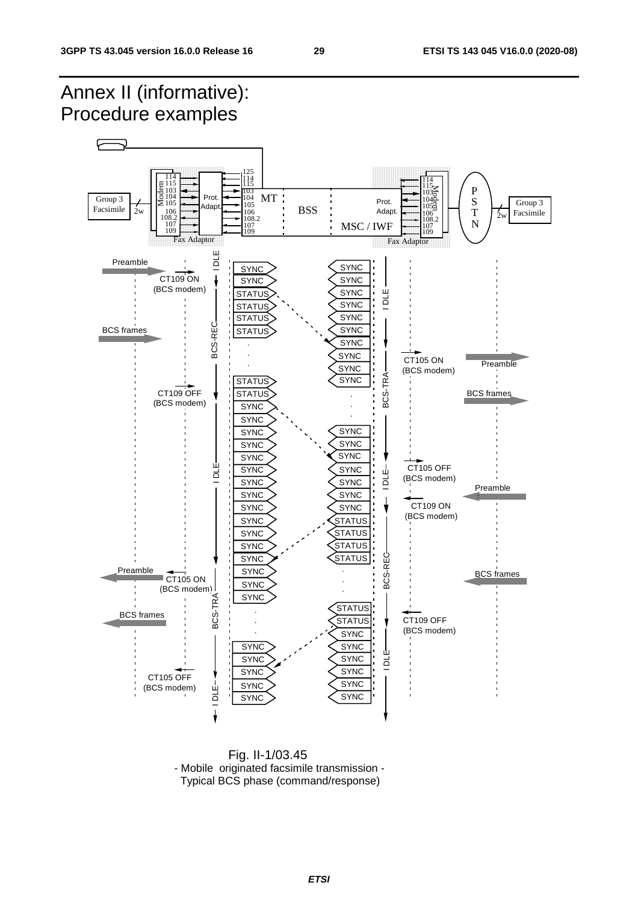# Annex II (informative): Procedure examples

Fig. II-1/03.45
- Mobile originated facsimile transmission -
Typical BCS phase (command/response)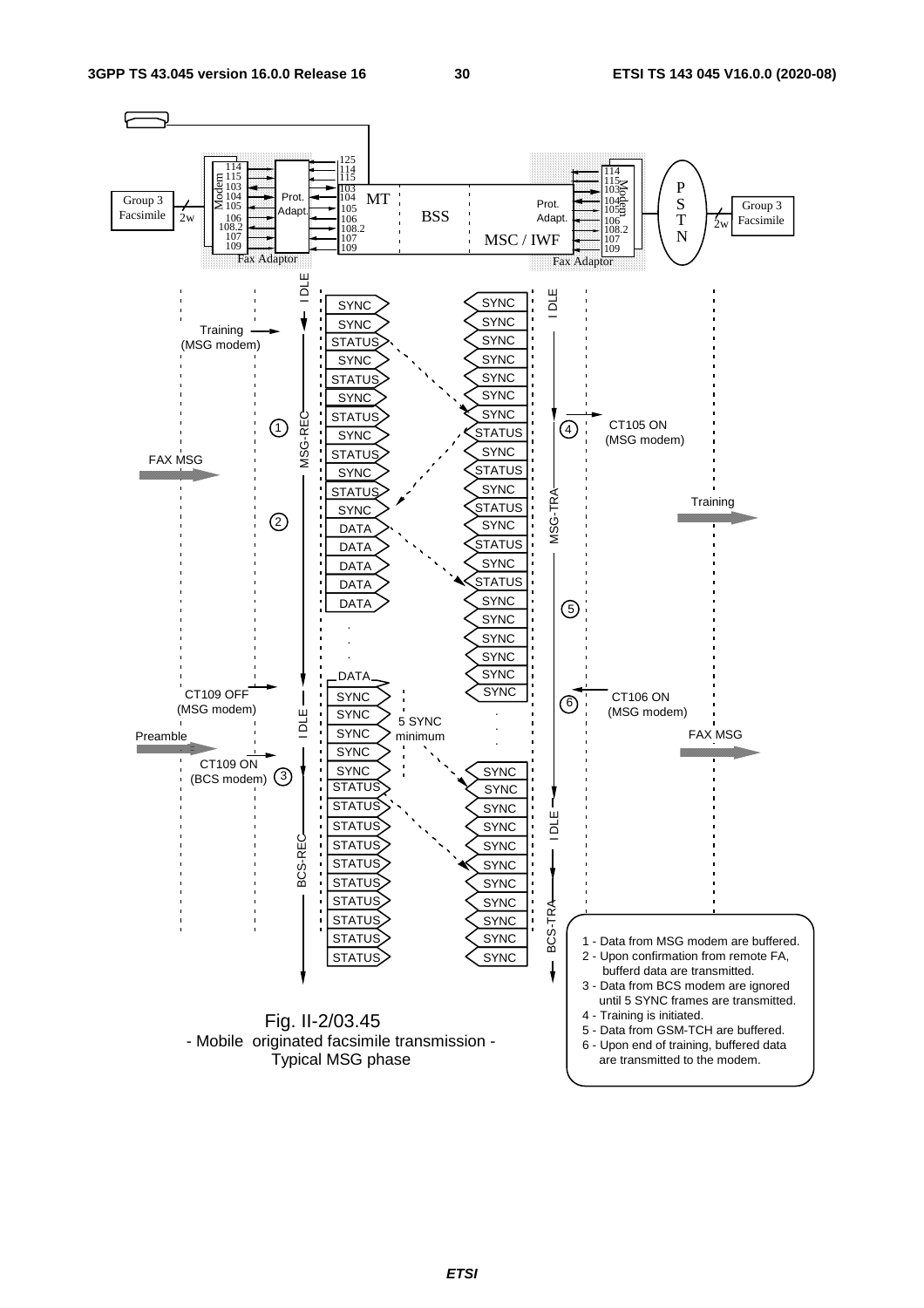Fig. II-2/03.45
- Mobile originated facsimile transmission -
Typical MSG phase

1 - Data from MSG modem are buffered.
2 - Upon confirmation from remote FA, bufferd data are transmitted.
3 - Data from BCS modem are ignored until 5 SYNC frames are transmitted.
4 - Training is initiated.
5 - Data from GSM-TCH are buffered.
6 - Upon end of training, buffered data are transmitted to the modem.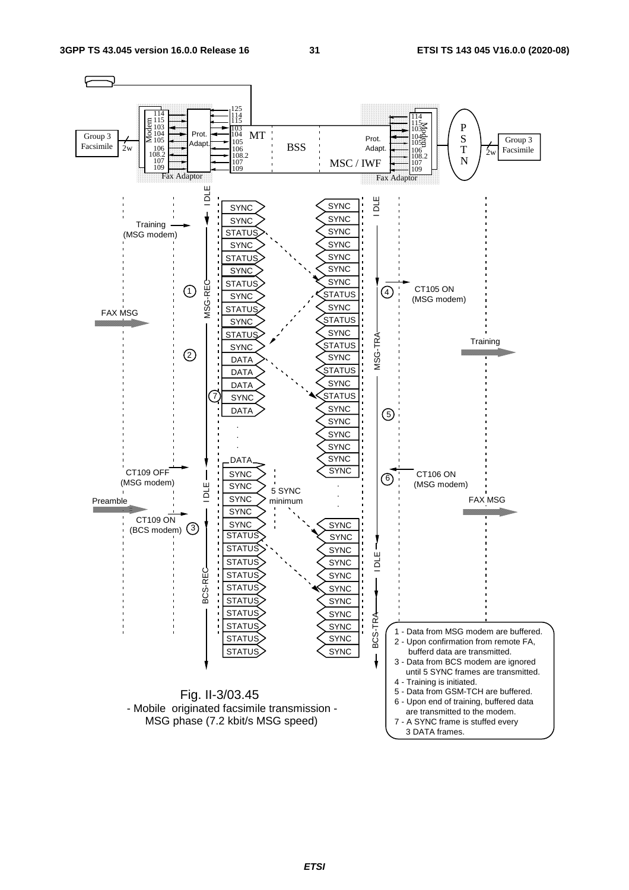Fig. II-3/03.45
- Mobile originated facsimile transmission -
MSG phase (7.2 kbit/s MSG speed)

1 - Data from MSG modem are buffered.
2 - Upon confirmation from remote FA, bufferd data are transmitted.
3 - Data from BCS modem are ignored until 5 SYNC frames are transmitted.
4 - Training is initiated.
5 - Data from GSM-TCH are buffered.
6 - Upon end of training, buffered data are transmitted to the modem.
7 - A SYNC frame is stuffed every 3 DATA frames.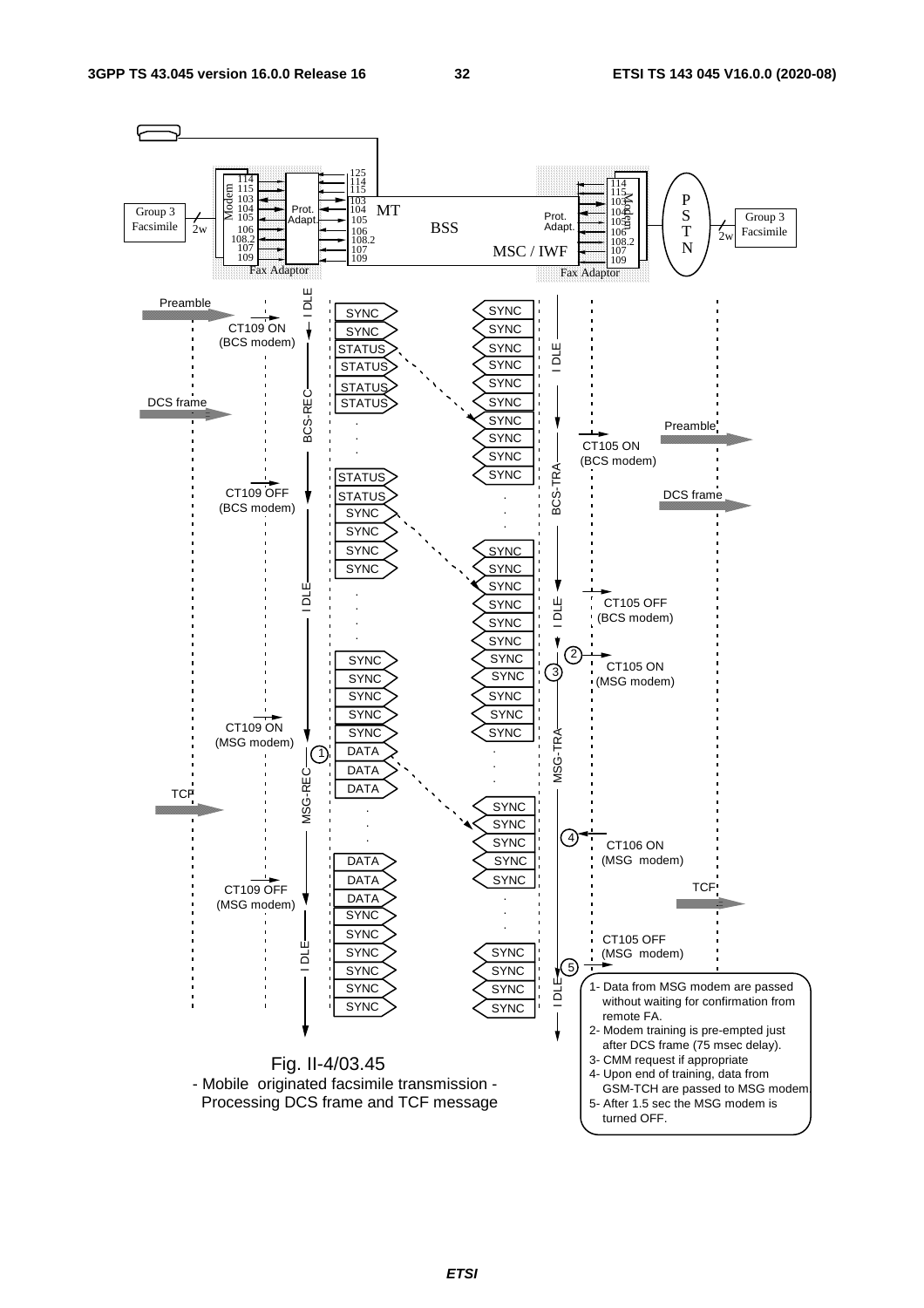Fig. II-4/03.45
- Mobile originated facsimile transmission -
Processing DCS frame and TCF message

1- Data from MSG modem are passed without waiting for confirmation from remote FA.
2- Modem training is pre-empted just after DCS frame (75 msec delay).
3- CMM request if appropriate
4- Upon end of training, data from GSM-TCH are passed to MSG modem
5- After 1.5 sec the MSG modem is turned OFF.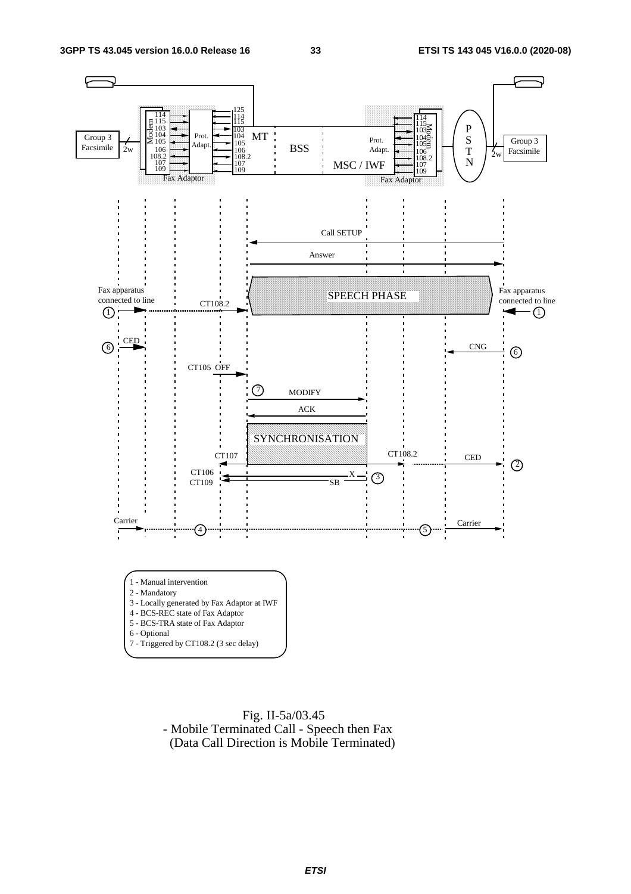1 - Manual intervention
2 - Mandatory
3 - Locally generated by Fax Adaptor at IWF
4 - BCS-REC state of Fax Adaptor
5 - BCS-TRA state of Fax Adaptor
6 - Optional
7 - Triggered by CT108.2 (3 sec delay)

Fig. II-5a/03.45
- Mobile Terminated Call - Speech then Fax
(Data Call Direction is Mobile Terminated)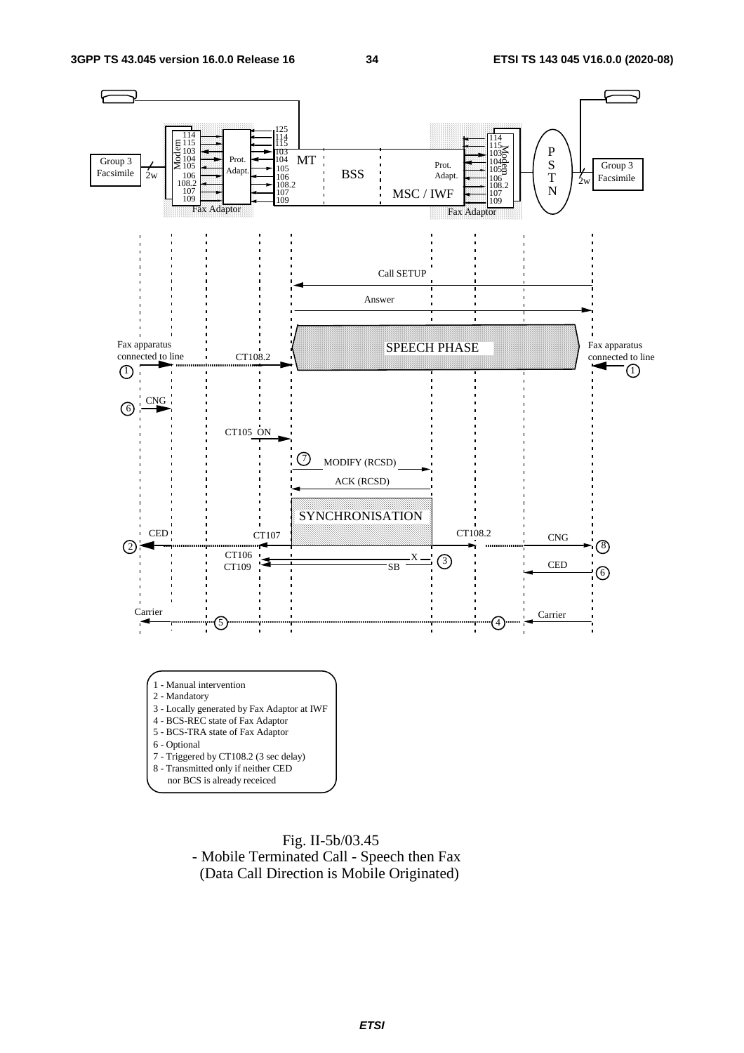1 - Manual intervention
2 - Mandatory
3 - Locally generated by Fax Adaptor at IWF
4 - BCS-REC state of Fax Adaptor
5 - BCS-TRA state of Fax Adaptor
6 - Optional
7 - Triggered by CT108.2 (3 sec delay)
8 - Transmitted only if neither CED nor BCS is already receiced

Fig. II-5b/03.45
- Mobile Terminated Call - Speech then Fax
(Data Call Direction is Mobile Originated)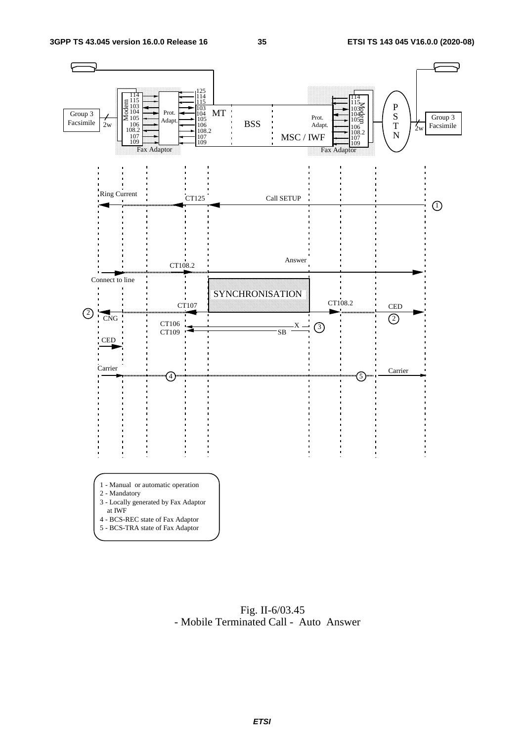1 - Manual or automatic operation
2 - Mandatory
3 - Locally generated by Fax Adaptor at IWF
4 - BCS-REC state of Fax Adaptor
5 - BCS-TRA state of Fax Adaptor

Fig. II-6/03.45
- Mobile Terminated Call - Auto Answer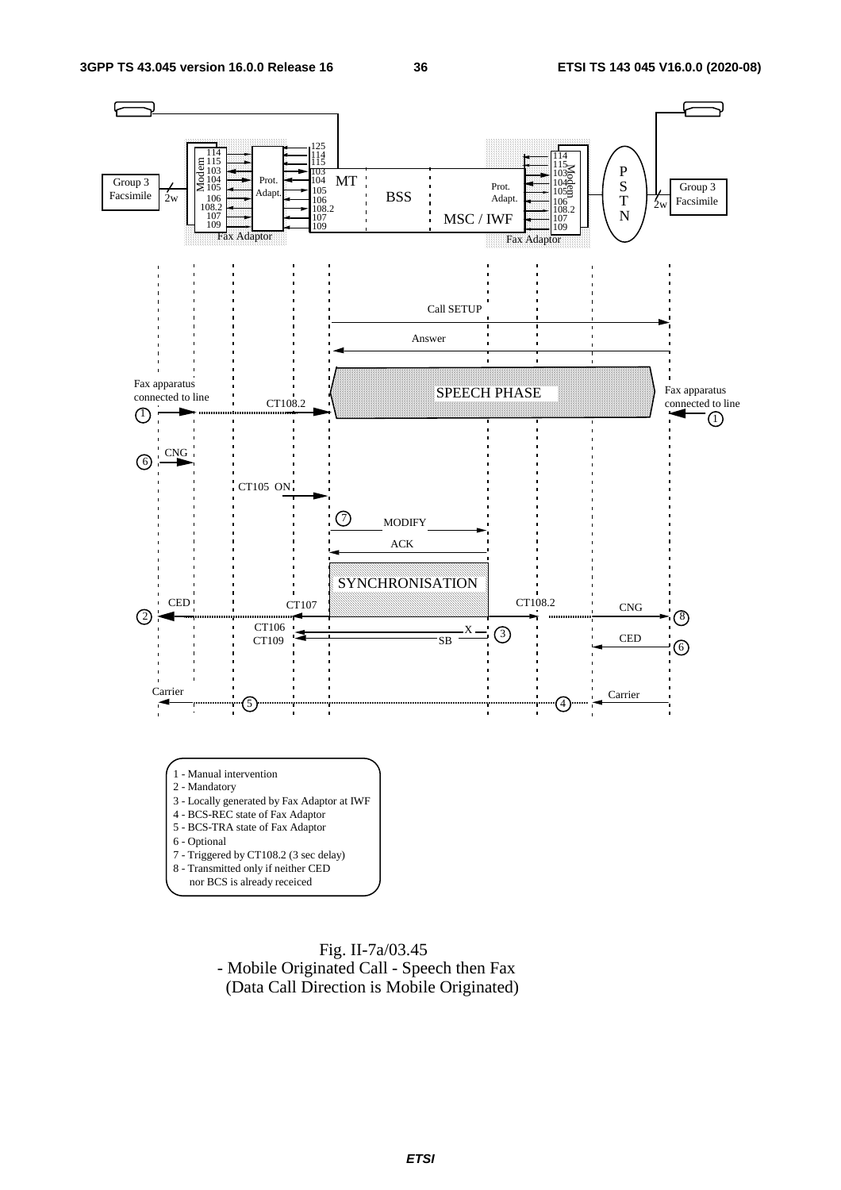1 - Manual intervention
2 - Mandatory
3 - Locally generated by Fax Adaptor at IWF
4 - BCS-REC state of Fax Adaptor
5 - BCS-TRA state of Fax Adaptor
6 - Optional
7 - Triggered by CT108.2 (3 sec delay)
8 - Transmitted only if neither CED nor BCS is already receiced

Fig. II-7a/03.45
- Mobile Originated Call - Speech then Fax
(Data Call Direction is Mobile Originated)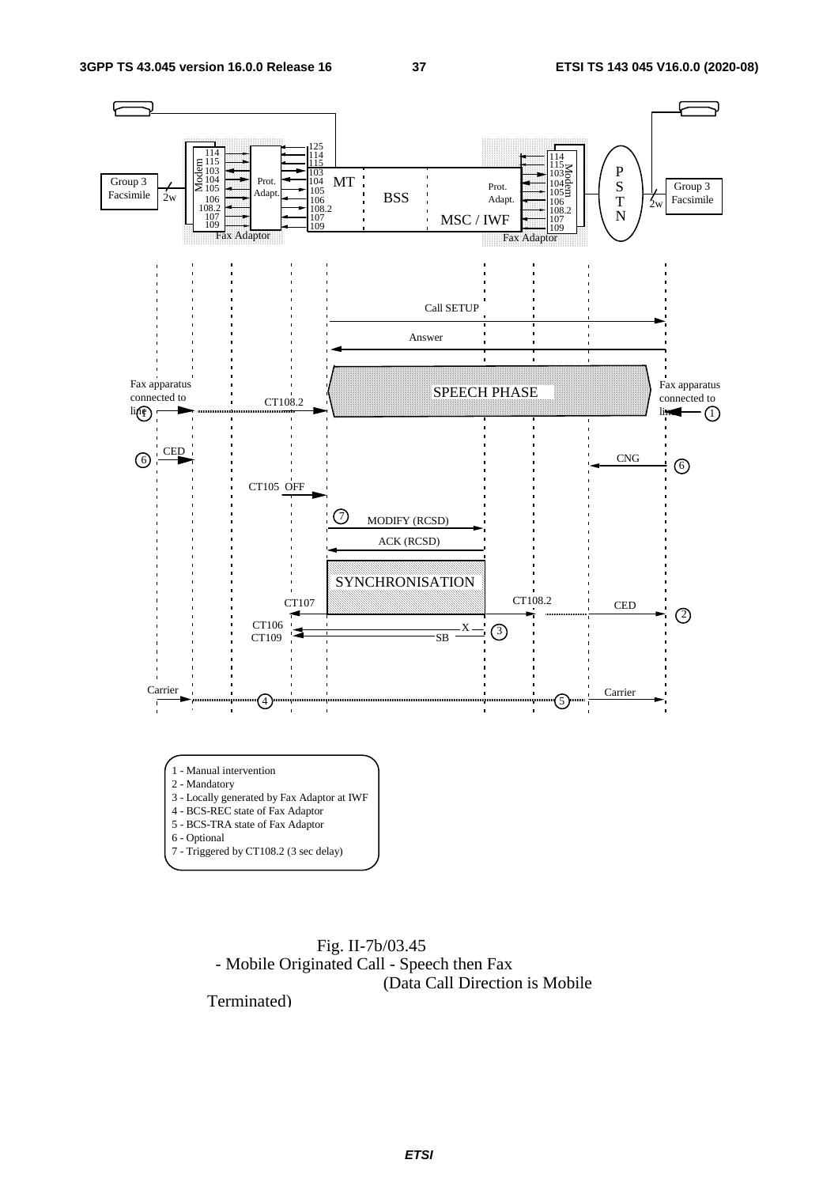1 - Manual intervention
2 - Mandatory
3 - Locally generated by Fax Adaptor at IWF
4 - BCS-REC state of Fax Adaptor
5 - BCS-TRA state of Fax Adaptor
6 - Optional
7 - Triggered by CT108.2 (3 sec delay)

Fig. II-7b/03.45
- Mobile Originated Call - Speech then Fax
(Data Call Direction is Mobile Terminated)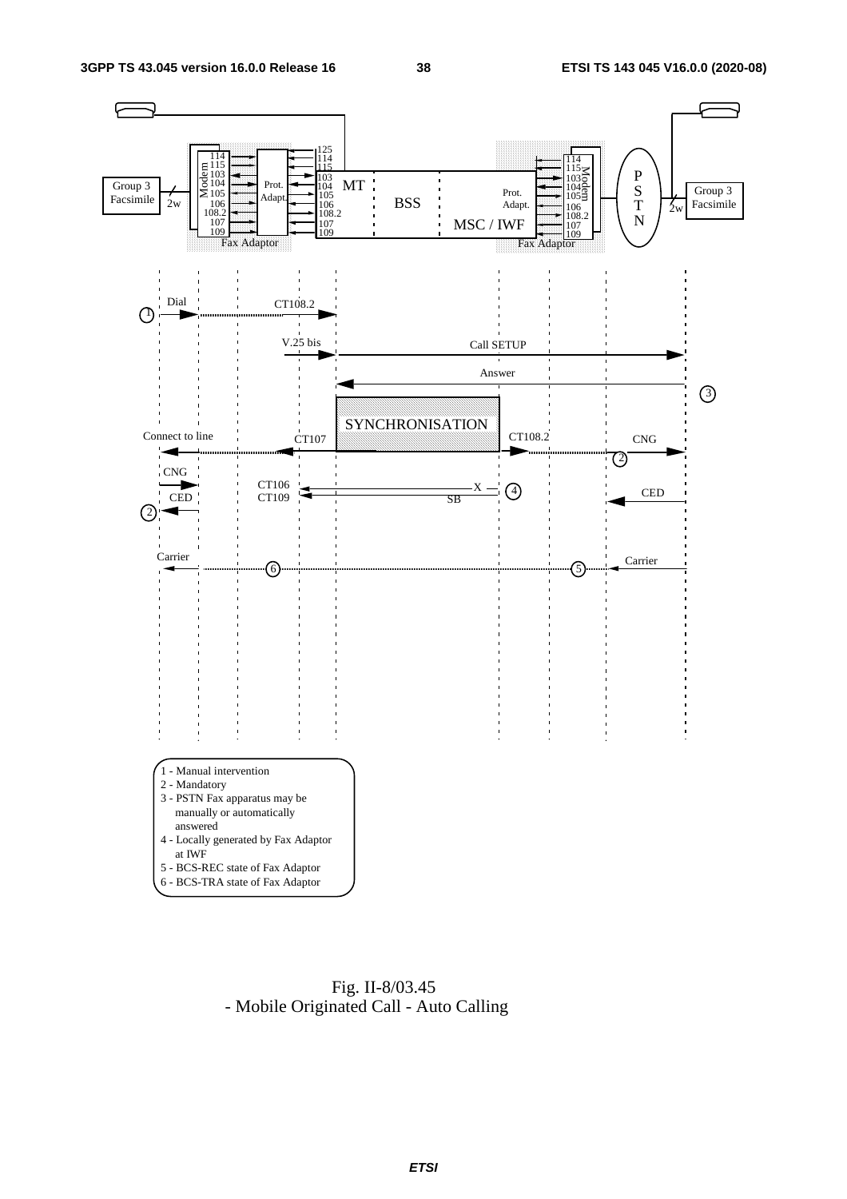1 - Manual intervention
2 - Mandatory
3 - PSTN Fax apparatus may be manually or automatically answered
4 - Locally generated by Fax Adaptor at IWF
5 - BCS-REC state of Fax Adaptor
6 - BCS-TRA state of Fax Adaptor

Fig. II-8/03.45
- Mobile Originated Call - Auto Calling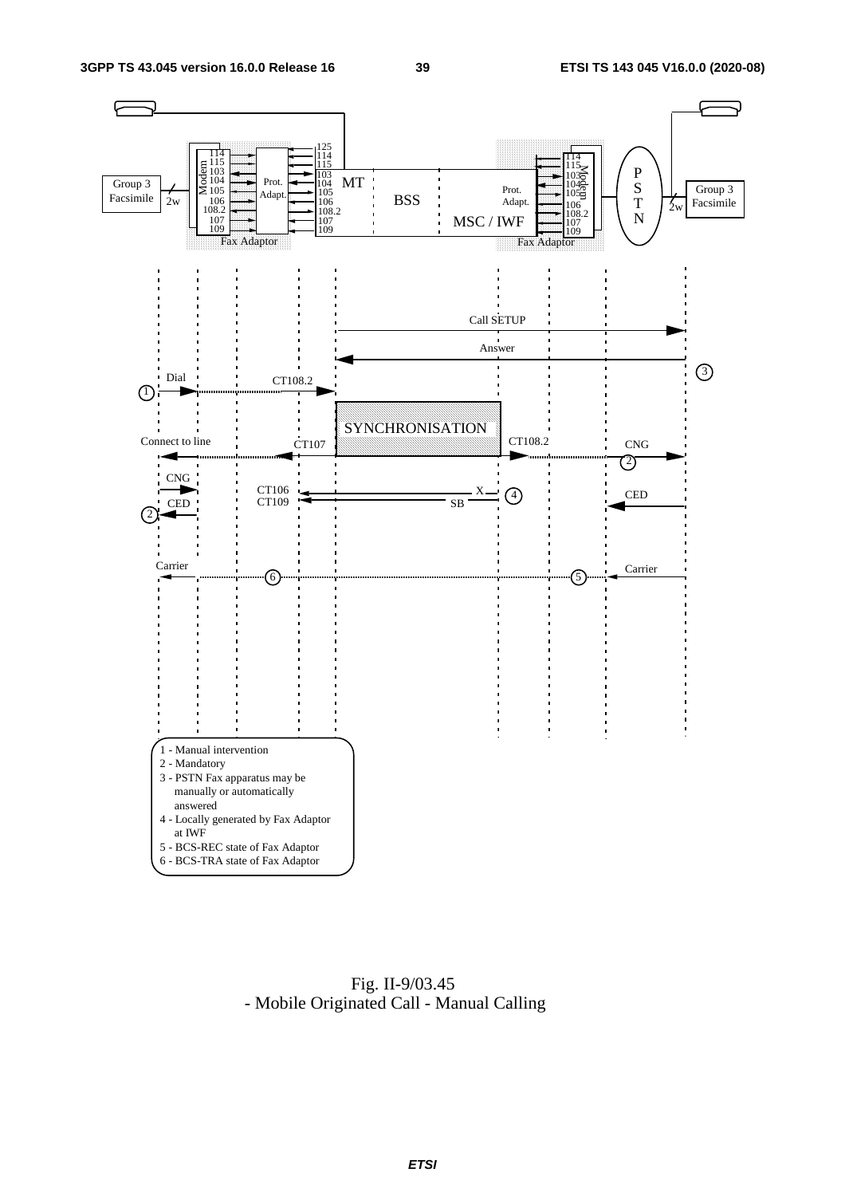1 - Manual intervention
2 - Mandatory
3 - PSTN Fax apparatus may be manually or automatically answered
4 - Locally generated by Fax Adaptor at IWF
5 - BCS-REC state of Fax Adaptor
6 - BCS-TRA state of Fax Adaptor

Fig. II-9/03.45
- Mobile Originated Call - Manual Calling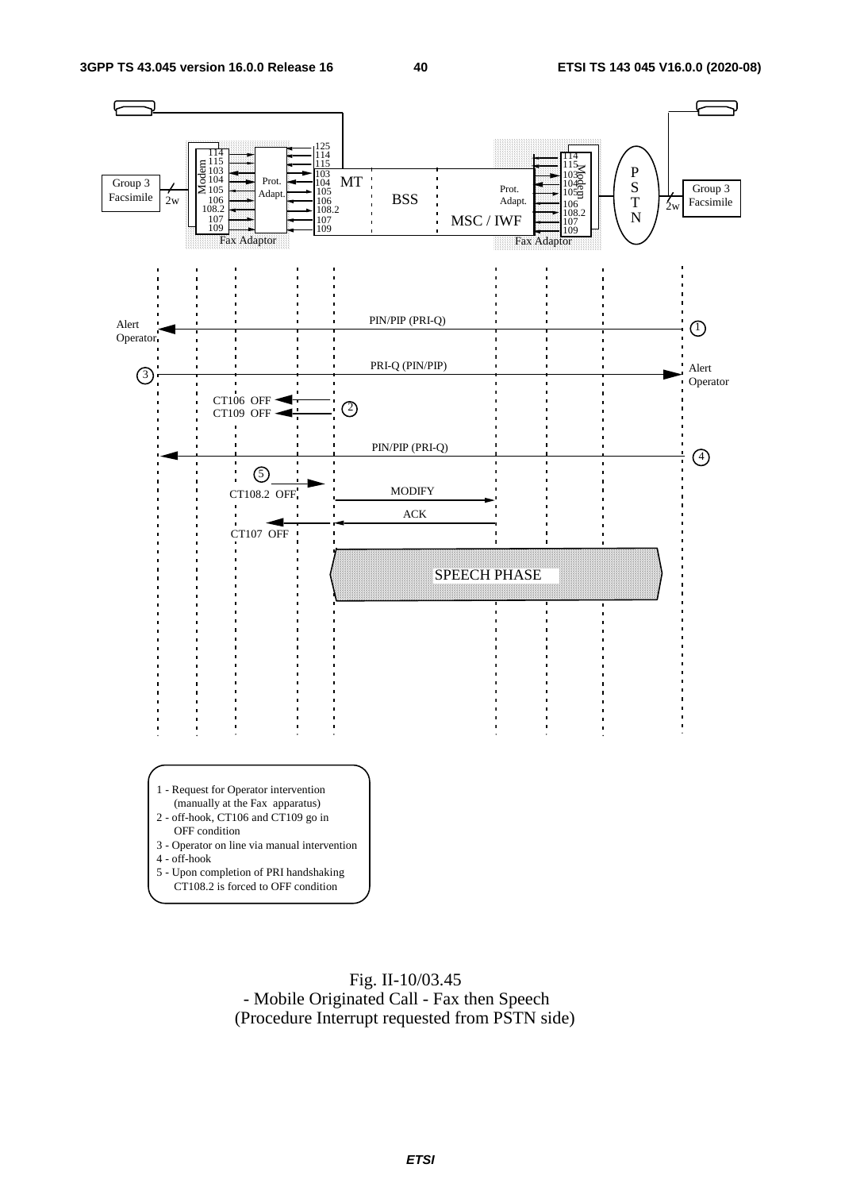1 - Request for Operator intervention (manually at the Fax apparatus)
2 - off-hook, CT106 and CT109 go in OFF condition
3 - Operator on line via manual intervention
4 - off-hook
5 - Upon completion of PRI handshaking CT108.2 is forced to OFF condition

Fig. II-10/03.45
- Mobile Originated Call - Fax then Speech
(Procedure Interrupt requested from PSTN side)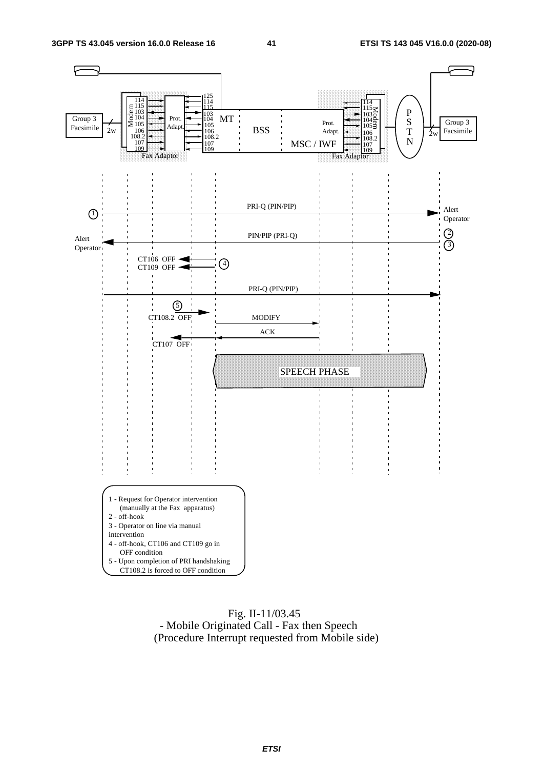1 - Request for Operator intervention (manually at the Fax apparatus)
2 - off-hook
3 - Operator on line via manual intervention
4 - off-hook, CT106 and CT109 go in OFF condition
5 - Upon completion of PRI handshaking CT108.2 is forced to OFF condition

Fig. II-11/03.45
- Mobile Originated Call - Fax then Speech
(Procedure Interrupt requested from Mobile side)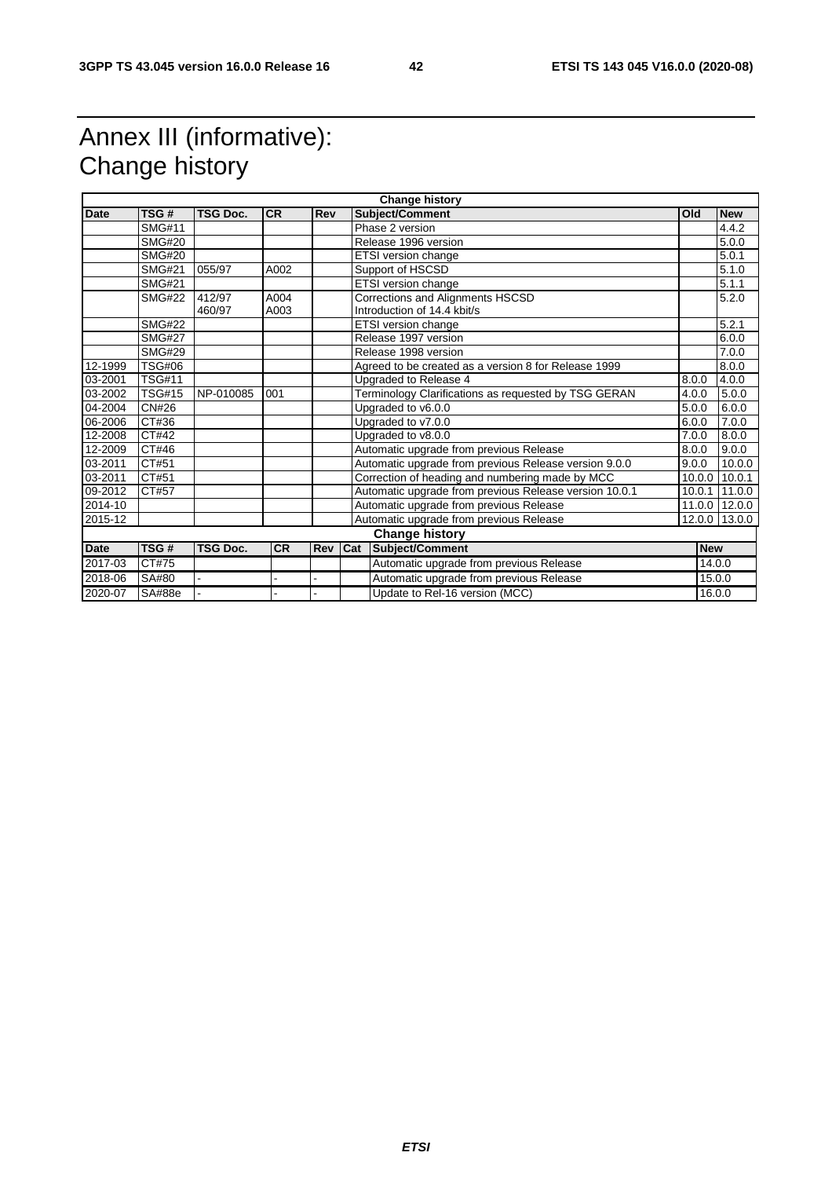# Annex III (informative): Change history

| Change history | | | | | | | |
|---|---|---|---|---|---|---|---|
| **Date** | **TSG #** | **TSG Doc.** | **CR** | **Rev** | **Subject/Comment** | **Old** | **New** |
| | SMG#11 | | | | Phase 2 version | | 4.4.2 |
| | SMG#20 | | | | Release 1996 version | | 5.0.0 |
| | SMG#20 | | | | ETSI version change | | 5.0.1 |
| | SMG#21 | 055/97 | A002 | | Support of HSCSD | | 5.1.0 |
| | SMG#21 | | | | ETSI version change | | 5.1.1 |
| | SMG#22 | 412/97<br>460/97 | A004<br>A003 | | Corrections and Alignments HSCSD<br>Introduction of 14.4 kbit/s | | 5.2.0 |
| | SMG#22 | | | | ETSI version change | | 5.2.1 |
| | SMG#27 | | | | Release 1997 version | | 6.0.0 |
| | SMG#29 | | | | Release 1998 version | | 7.0.0 |
| 12-1999 | TSG#06 | | | | Agreed to be created as a version 8 for Release 1999 | | 8.0.0 |
| 03-2001 | TSG#11 | | | | Upgraded to Release 4 | 8.0.0 | 4.0.0 |
| 03-2002 | TSG#15 | NP-010085 | 001 | | Terminology Clarifications as requested by TSG GERAN | 4.0.0 | 5.0.0 |
| 04-2004 | CN#26 | | | | Upgraded to v6.0.0 | 5.0.0 | 6.0.0 |
| 06-2006 | CT#36 | | | | Upgraded to v7.0.0 | 6.0.0 | 7.0.0 |
| 12-2008 | CT#42 | | | | Upgraded to v8.0.0 | 7.0.0 | 8.0.0 |
| 12-2009 | CT#46 | | | | Automatic upgrade from previous Release | 8.0.0 | 9.0.0 |
| 03-2011 | CT#51 | | | | Automatic upgrade from previous Release version 9.0.0 | 9.0.0 | 10.0.0 |
| 03-2011 | CT#51 | | | | Correction of heading and numbering made by MCC | 10.0.0 | 10.0.1 |
| 09-2012 | CT#57 | | | | Automatic upgrade from previous Release version 10.0.1 | 10.0.1 | 11.0.0 |
| 2014-10 | | | | | Automatic upgrade from previous Release | 11.0.0 | 12.0.0 |
| 2015-12 | | | | | Automatic upgrade from previous Release | 12.0.0 | 13.0.0 |

| Change history | | | | | | | |
|---|---|---|---|---|---|---|---|
| **Date** | **TSG #** | **TSG Doc.** | **CR** | **Rev** | **Cat** | **Subject/Comment** | **New** |
| 2017-03 | CT#75 | | | | | Automatic upgrade from previous Release | 14.0.0 |
| 2018-06 | SA#80 | - | - | - | | Automatic upgrade from previous Release | 15.0.0 |
| 2020-07 | SA#88e | - | - | - | | Update to Rel-16 version (MCC) | 16.0.0 |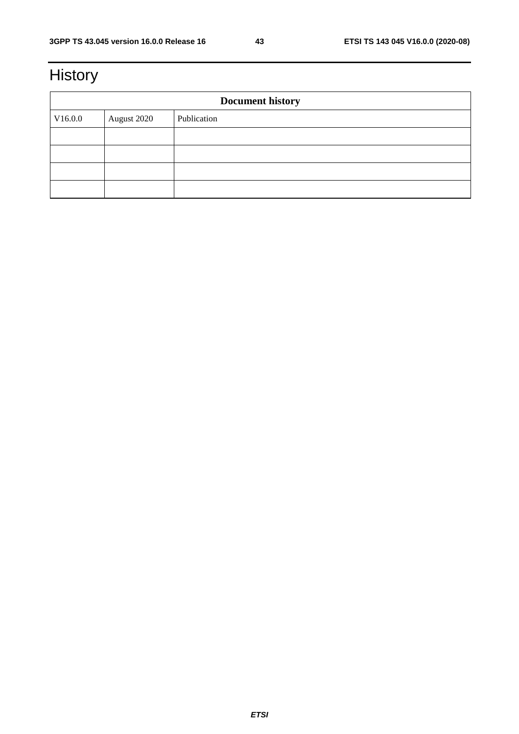# History

| Document history | | |
|---|---|---|
| V16.0.0 | August 2020 | Publication |
| | | |
| | | |
| | | |
| | | |